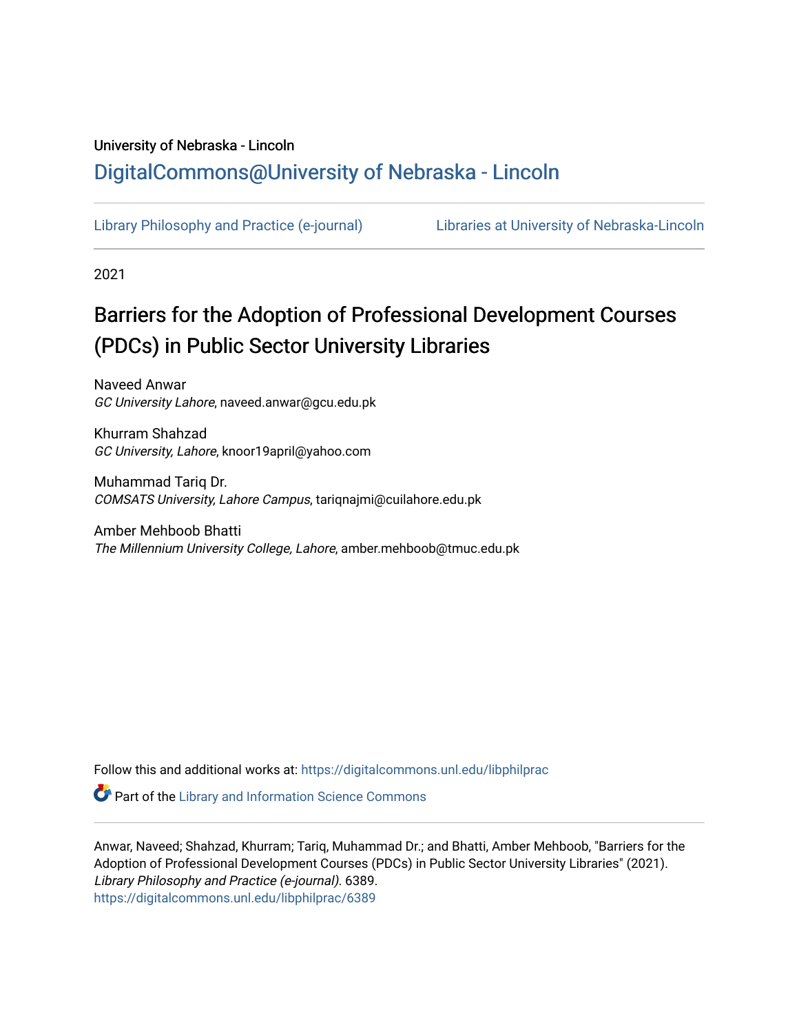University of Nebraska - Lincoln

## DigitalCommons@University of Nebraska - Lincoln

Library Philosophy and Practice (e-journal) | Libraries at University of Nebraska-Lincoln

2021

# Barriers for the Adoption of Professional Development Courses (PDCs) in Public Sector University Libraries

Naveed Anwar
*GC University Lahore*, naveed.anwar@gcu.edu.pk

Khurram Shahzad
*GC University, Lahore*, knoor19april@yahoo.com

Muhammad Tariq Dr.
*COMSATS University, Lahore Campus*, tariqnajmi@cuilahore.edu.pk

Amber Mehboob Bhatti
*The Millennium University College, Lahore*, amber.mehboob@tmuc.edu.pk

Follow this and additional works at: https://digitalcommons.unl.edu/libphilprac

Part of the Library and Information Science Commons

Anwar, Naveed; Shahzad, Khurram; Tariq, Muhammad Dr.; and Bhatti, Amber Mehboob, "Barriers for the Adoption of Professional Development Courses (PDCs) in Public Sector University Libraries" (2021). *Library Philosophy and Practice (e-journal)*. 6389.
https://digitalcommons.unl.edu/libphilprac/6389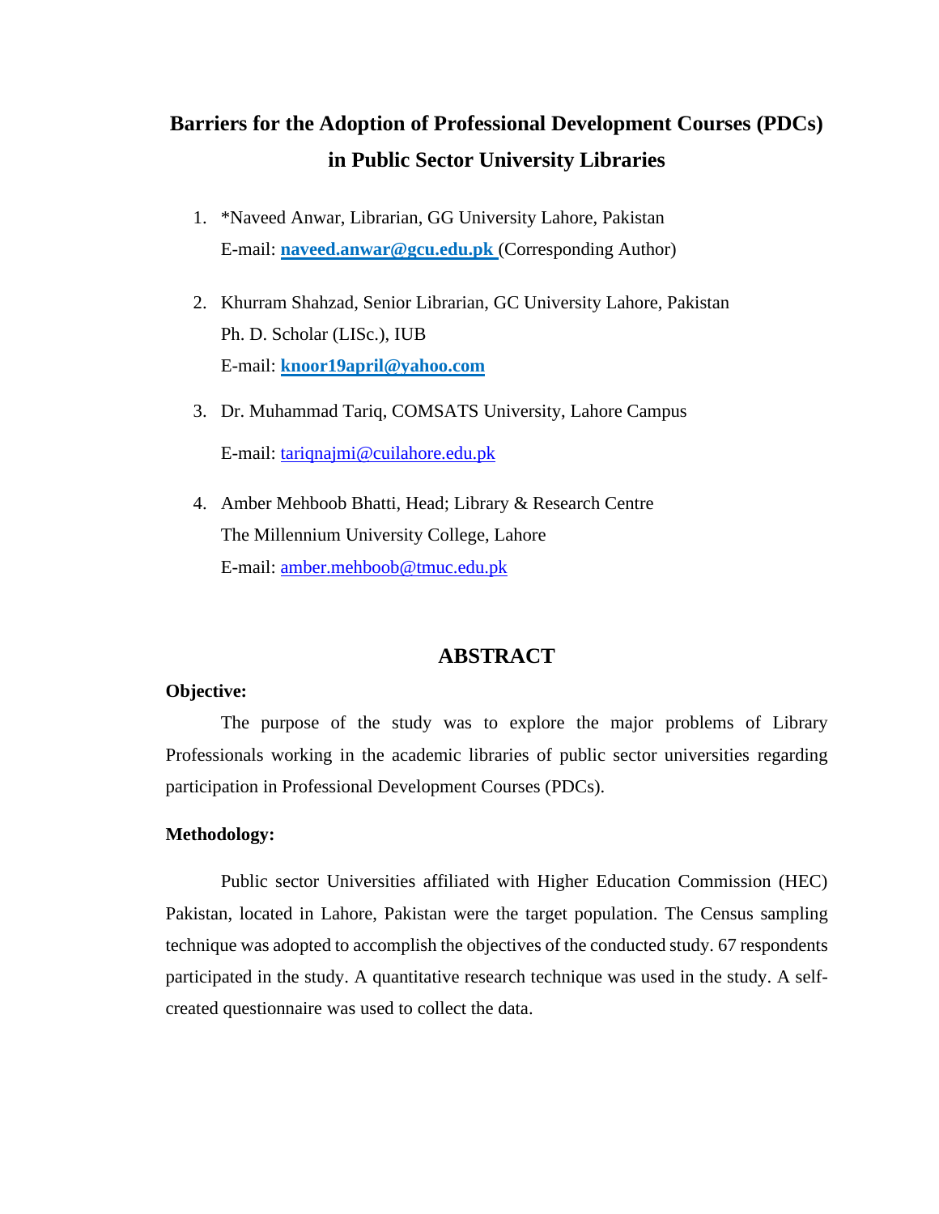# Barriers for the Adoption of Professional Development Courses (PDCs) in Public Sector University Libraries

1. *Naveed Anwar, Librarian, GG University Lahore, Pakistan
   E-mail: **naveed.anwar@gcu.edu.pk** (Corresponding Author)

2. Khurram Shahzad, Senior Librarian, GC University Lahore, Pakistan
   Ph. D. Scholar (LISc.), IUB
   E-mail: **knoor19april@yahoo.com**

3. Dr. Muhammad Tariq, COMSATS University, Lahore Campus
   E-mail: tariqnajmi@cuilahore.edu.pk

4. Amber Mehboob Bhatti, Head; Library & Research Centre
   The Millennium University College, Lahore
   E-mail: amber.mehboob@tmuc.edu.pk

## ABSTRACT

**Objective:**

The purpose of the study was to explore the major problems of Library Professionals working in the academic libraries of public sector universities regarding participation in Professional Development Courses (PDCs).

**Methodology:**

Public sector Universities affiliated with Higher Education Commission (HEC) Pakistan, located in Lahore, Pakistan were the target population. The Census sampling technique was adopted to accomplish the objectives of the conducted study. 67 respondents participated in the study. A quantitative research technique was used in the study. A self-created questionnaire was used to collect the data.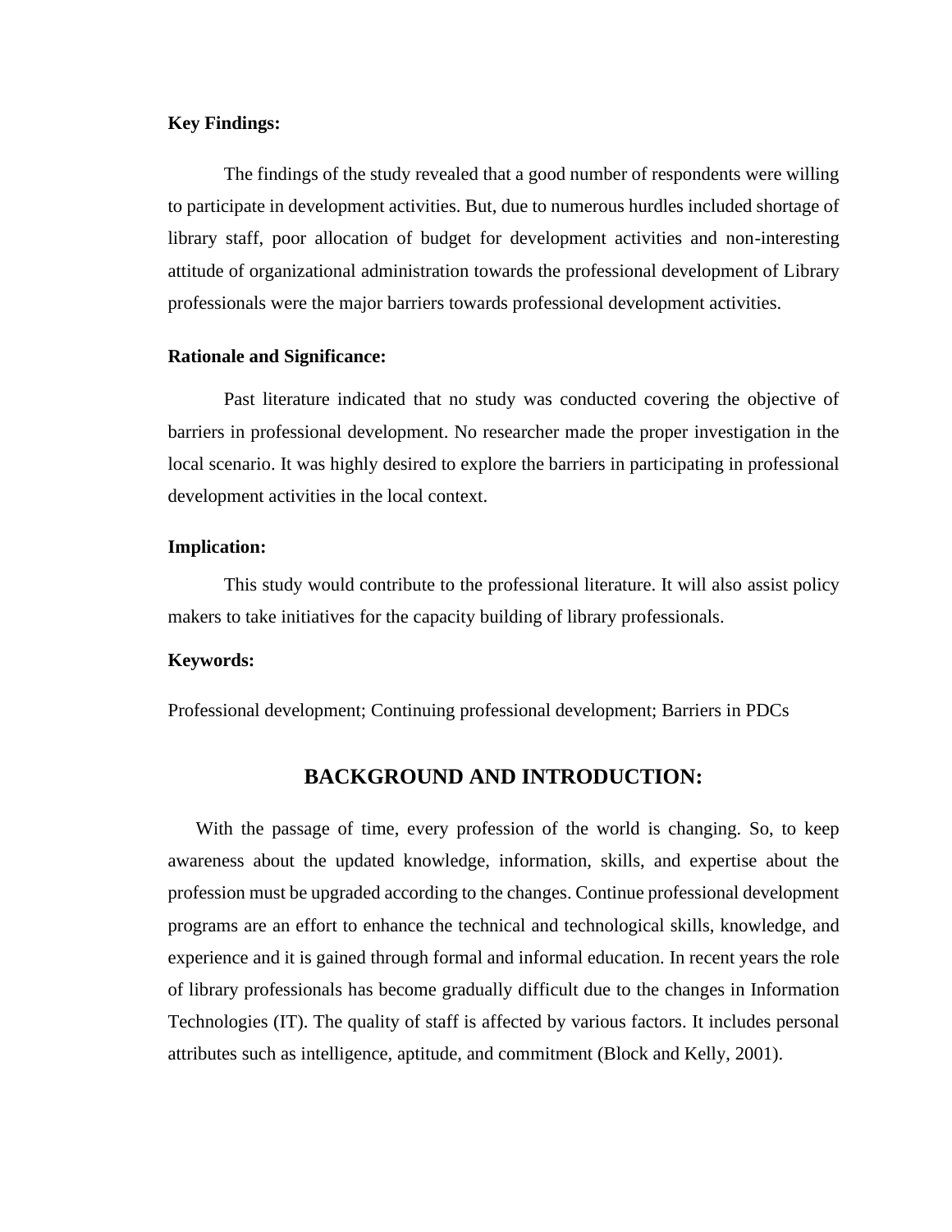**Key Findings:**

The findings of the study revealed that a good number of respondents were willing to participate in development activities. But, due to numerous hurdles included shortage of library staff, poor allocation of budget for development activities and non-interesting attitude of organizational administration towards the professional development of Library professionals were the major barriers towards professional development activities.

**Rationale and Significance:**

Past literature indicated that no study was conducted covering the objective of barriers in professional development. No researcher made the proper investigation in the local scenario. It was highly desired to explore the barriers in participating in professional development activities in the local context.

**Implication:**

This study would contribute to the professional literature. It will also assist policy makers to take initiatives for the capacity building of library professionals.

**Keywords:**

Professional development; Continuing professional development; Barriers in PDCs

## BACKGROUND AND INTRODUCTION:

With the passage of time, every profession of the world is changing. So, to keep awareness about the updated knowledge, information, skills, and expertise about the profession must be upgraded according to the changes. Continue professional development programs are an effort to enhance the technical and technological skills, knowledge, and experience and it is gained through formal and informal education. In recent years the role of library professionals has become gradually difficult due to the changes in Information Technologies (IT). The quality of staff is affected by various factors. It includes personal attributes such as intelligence, aptitude, and commitment (Block and Kelly, 2001).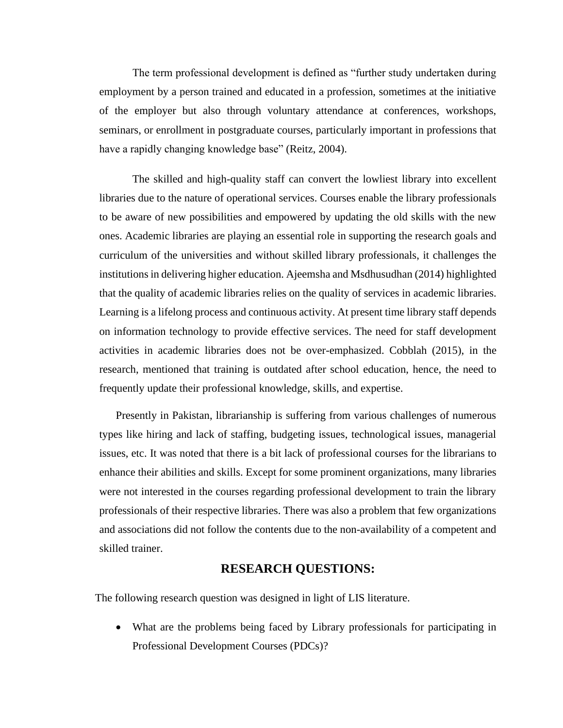The term professional development is defined as "further study undertaken during employment by a person trained and educated in a profession, sometimes at the initiative of the employer but also through voluntary attendance at conferences, workshops, seminars, or enrollment in postgraduate courses, particularly important in professions that have a rapidly changing knowledge base" (Reitz, 2004).

The skilled and high-quality staff can convert the lowliest library into excellent libraries due to the nature of operational services. Courses enable the library professionals to be aware of new possibilities and empowered by updating the old skills with the new ones. Academic libraries are playing an essential role in supporting the research goals and curriculum of the universities and without skilled library professionals, it challenges the institutions in delivering higher education. Ajeemsha and Msdhusudhan (2014) highlighted that the quality of academic libraries relies on the quality of services in academic libraries. Learning is a lifelong process and continuous activity. At present time library staff depends on information technology to provide effective services. The need for staff development activities in academic libraries does not be over-emphasized. Cobblah (2015), in the research, mentioned that training is outdated after school education, hence, the need to frequently update their professional knowledge, skills, and expertise.

Presently in Pakistan, librarianship is suffering from various challenges of numerous types like hiring and lack of staffing, budgeting issues, technological issues, managerial issues, etc. It was noted that there is a bit lack of professional courses for the librarians to enhance their abilities and skills. Except for some prominent organizations, many libraries were not interested in the courses regarding professional development to train the library professionals of their respective libraries. There was also a problem that few organizations and associations did not follow the contents due to the non-availability of a competent and skilled trainer.

## RESEARCH QUESTIONS:

The following research question was designed in light of LIS literature.

- What are the problems being faced by Library professionals for participating in Professional Development Courses (PDCs)?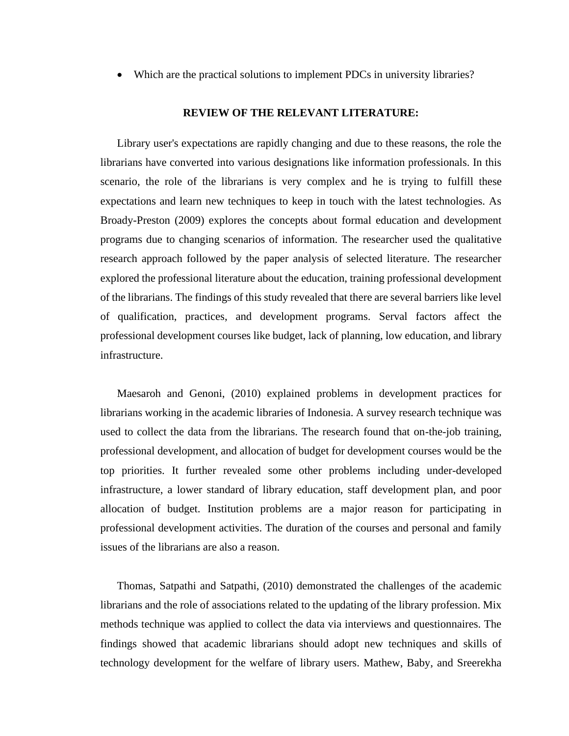- Which are the practical solutions to implement PDCs in university libraries?

## REVIEW OF THE RELEVANT LITERATURE:

Library user's expectations are rapidly changing and due to these reasons, the role the librarians have converted into various designations like information professionals. In this scenario, the role of the librarians is very complex and he is trying to fulfill these expectations and learn new techniques to keep in touch with the latest technologies. As Broady-Preston (2009) explores the concepts about formal education and development programs due to changing scenarios of information. The researcher used the qualitative research approach followed by the paper analysis of selected literature. The researcher explored the professional literature about the education, training professional development of the librarians. The findings of this study revealed that there are several barriers like level of qualification, practices, and development programs. Serval factors affect the professional development courses like budget, lack of planning, low education, and library infrastructure.

Maesaroh and Genoni, (2010) explained problems in development practices for librarians working in the academic libraries of Indonesia. A survey research technique was used to collect the data from the librarians. The research found that on-the-job training, professional development, and allocation of budget for development courses would be the top priorities. It further revealed some other problems including under-developed infrastructure, a lower standard of library education, staff development plan, and poor allocation of budget. Institution problems are a major reason for participating in professional development activities. The duration of the courses and personal and family issues of the librarians are also a reason.

Thomas, Satpathi and Satpathi, (2010) demonstrated the challenges of the academic librarians and the role of associations related to the updating of the library profession. Mix methods technique was applied to collect the data via interviews and questionnaires. The findings showed that academic librarians should adopt new techniques and skills of technology development for the welfare of library users. Mathew, Baby, and Sreerekha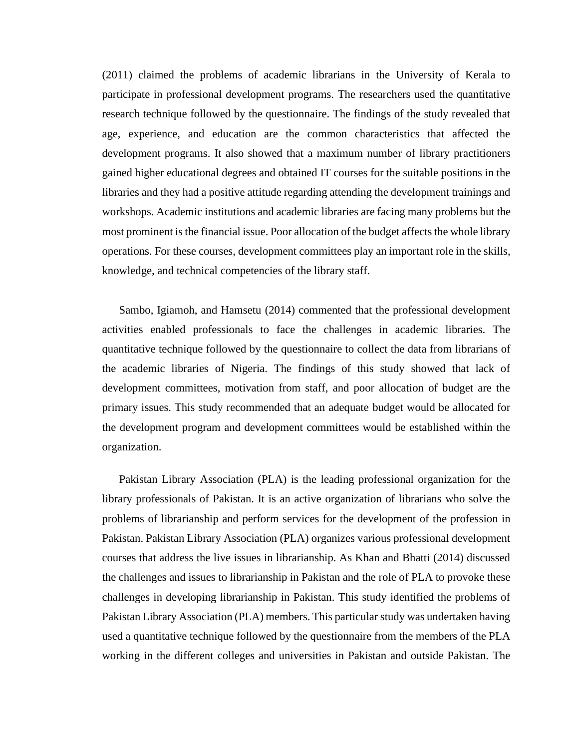(2011) claimed the problems of academic librarians in the University of Kerala to participate in professional development programs. The researchers used the quantitative research technique followed by the questionnaire. The findings of the study revealed that age, experience, and education are the common characteristics that affected the development programs. It also showed that a maximum number of library practitioners gained higher educational degrees and obtained IT courses for the suitable positions in the libraries and they had a positive attitude regarding attending the development trainings and workshops. Academic institutions and academic libraries are facing many problems but the most prominent is the financial issue. Poor allocation of the budget affects the whole library operations. For these courses, development committees play an important role in the skills, knowledge, and technical competencies of the library staff.

Sambo, Igiamoh, and Hamsetu (2014) commented that the professional development activities enabled professionals to face the challenges in academic libraries. The quantitative technique followed by the questionnaire to collect the data from librarians of the academic libraries of Nigeria. The findings of this study showed that lack of development committees, motivation from staff, and poor allocation of budget are the primary issues. This study recommended that an adequate budget would be allocated for the development program and development committees would be established within the organization.

Pakistan Library Association (PLA) is the leading professional organization for the library professionals of Pakistan. It is an active organization of librarians who solve the problems of librarianship and perform services for the development of the profession in Pakistan. Pakistan Library Association (PLA) organizes various professional development courses that address the live issues in librarianship. As Khan and Bhatti (2014) discussed the challenges and issues to librarianship in Pakistan and the role of PLA to provoke these challenges in developing librarianship in Pakistan. This study identified the problems of Pakistan Library Association (PLA) members. This particular study was undertaken having used a quantitative technique followed by the questionnaire from the members of the PLA working in the different colleges and universities in Pakistan and outside Pakistan. The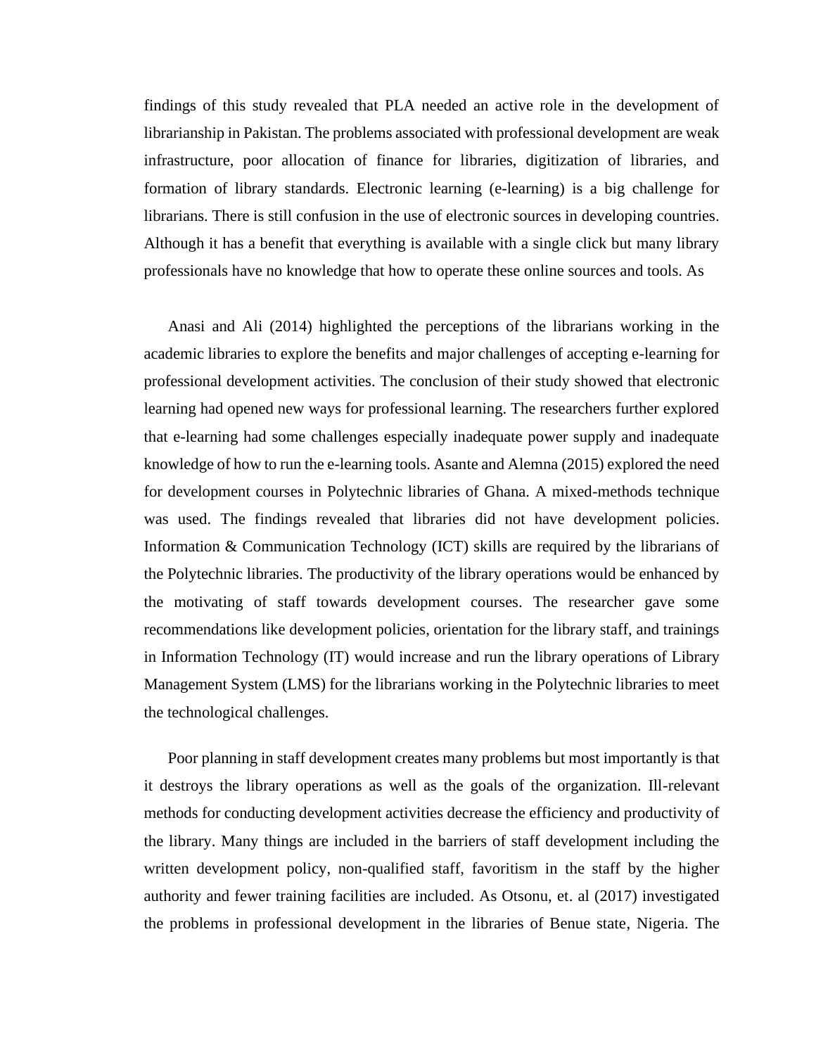findings of this study revealed that PLA needed an active role in the development of librarianship in Pakistan. The problems associated with professional development are weak infrastructure, poor allocation of finance for libraries, digitization of libraries, and formation of library standards. Electronic learning (e-learning) is a big challenge for librarians. There is still confusion in the use of electronic sources in developing countries. Although it has a benefit that everything is available with a single click but many library professionals have no knowledge that how to operate these online sources and tools. As

Anasi and Ali (2014) highlighted the perceptions of the librarians working in the academic libraries to explore the benefits and major challenges of accepting e-learning for professional development activities. The conclusion of their study showed that electronic learning had opened new ways for professional learning. The researchers further explored that e-learning had some challenges especially inadequate power supply and inadequate knowledge of how to run the e-learning tools. Asante and Alemna (2015) explored the need for development courses in Polytechnic libraries of Ghana. A mixed-methods technique was used. The findings revealed that libraries did not have development policies. Information & Communication Technology (ICT) skills are required by the librarians of the Polytechnic libraries. The productivity of the library operations would be enhanced by the motivating of staff towards development courses. The researcher gave some recommendations like development policies, orientation for the library staff, and trainings in Information Technology (IT) would increase and run the library operations of Library Management System (LMS) for the librarians working in the Polytechnic libraries to meet the technological challenges.

Poor planning in staff development creates many problems but most importantly is that it destroys the library operations as well as the goals of the organization. Ill-relevant methods for conducting development activities decrease the efficiency and productivity of the library. Many things are included in the barriers of staff development including the written development policy, non-qualified staff, favoritism in the staff by the higher authority and fewer training facilities are included. As Otsonu, et. al (2017) investigated the problems in professional development in the libraries of Benue state, Nigeria. The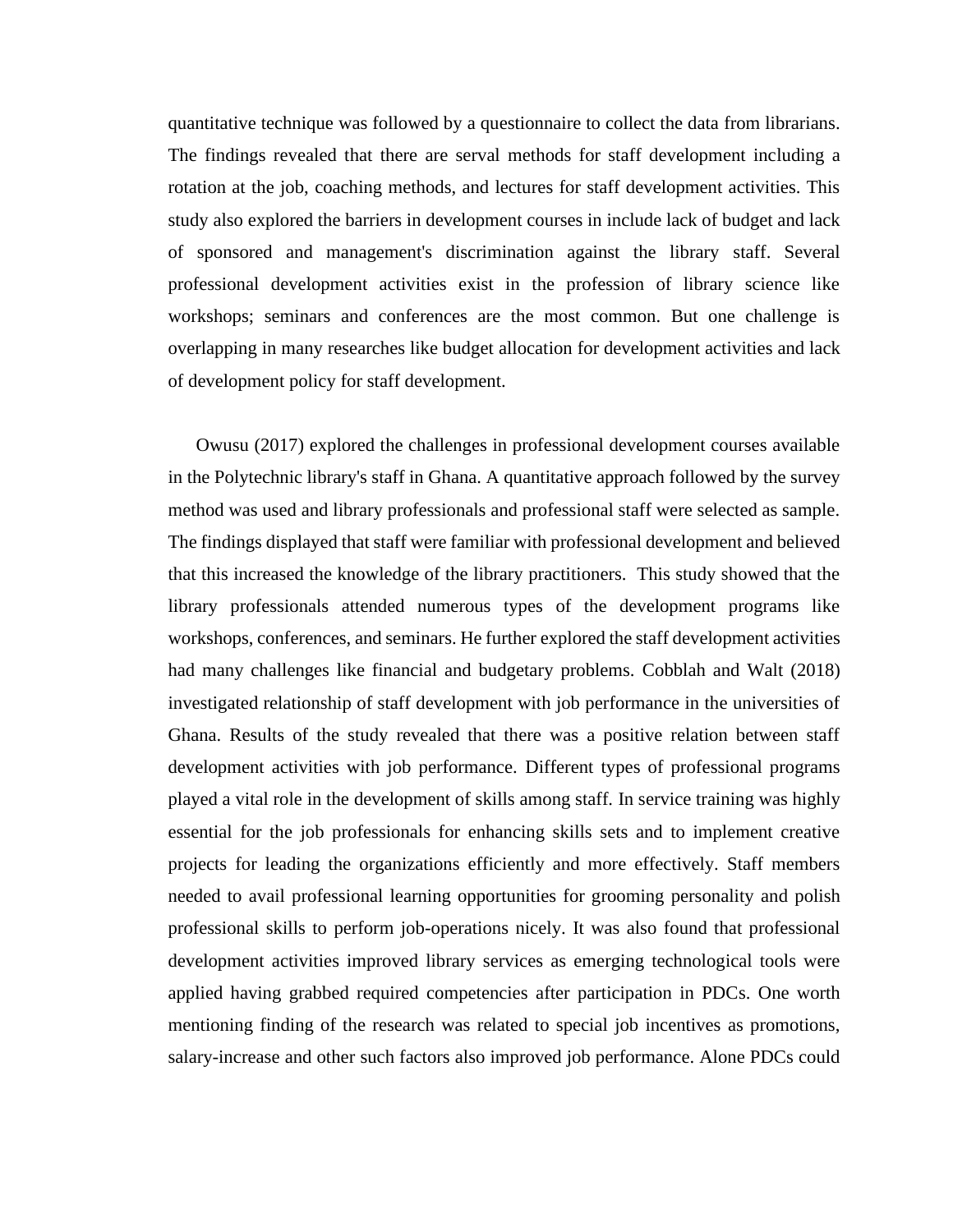quantitative technique was followed by a questionnaire to collect the data from librarians. The findings revealed that there are serval methods for staff development including a rotation at the job, coaching methods, and lectures for staff development activities. This study also explored the barriers in development courses in include lack of budget and lack of sponsored and management's discrimination against the library staff. Several professional development activities exist in the profession of library science like workshops; seminars and conferences are the most common. But one challenge is overlapping in many researches like budget allocation for development activities and lack of development policy for staff development.

Owusu (2017) explored the challenges in professional development courses available in the Polytechnic library's staff in Ghana. A quantitative approach followed by the survey method was used and library professionals and professional staff were selected as sample. The findings displayed that staff were familiar with professional development and believed that this increased the knowledge of the library practitioners. This study showed that the library professionals attended numerous types of the development programs like workshops, conferences, and seminars. He further explored the staff development activities had many challenges like financial and budgetary problems. Cobblah and Walt (2018) investigated relationship of staff development with job performance in the universities of Ghana. Results of the study revealed that there was a positive relation between staff development activities with job performance. Different types of professional programs played a vital role in the development of skills among staff. In service training was highly essential for the job professionals for enhancing skills sets and to implement creative projects for leading the organizations efficiently and more effectively. Staff members needed to avail professional learning opportunities for grooming personality and polish professional skills to perform job-operations nicely. It was also found that professional development activities improved library services as emerging technological tools were applied having grabbed required competencies after participation in PDCs. One worth mentioning finding of the research was related to special job incentives as promotions, salary-increase and other such factors also improved job performance. Alone PDCs could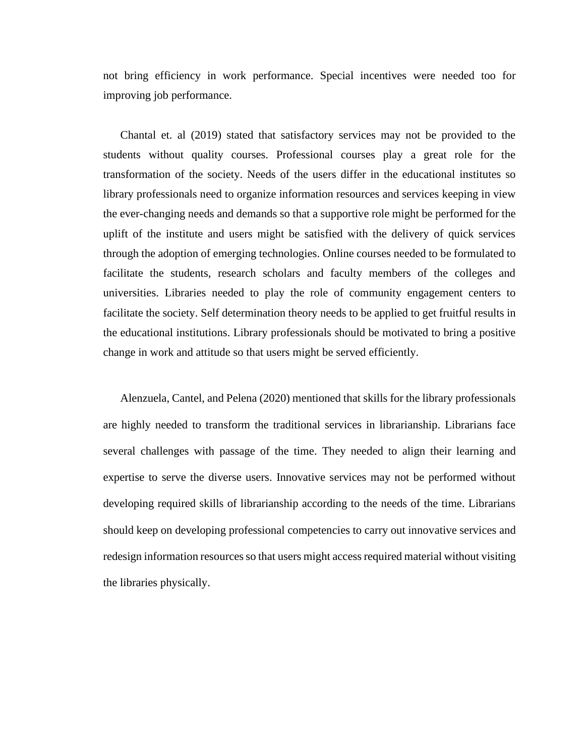not bring efficiency in work performance. Special incentives were needed too for improving job performance.

Chantal et. al (2019) stated that satisfactory services may not be provided to the students without quality courses. Professional courses play a great role for the transformation of the society. Needs of the users differ in the educational institutes so library professionals need to organize information resources and services keeping in view the ever-changing needs and demands so that a supportive role might be performed for the uplift of the institute and users might be satisfied with the delivery of quick services through the adoption of emerging technologies. Online courses needed to be formulated to facilitate the students, research scholars and faculty members of the colleges and universities. Libraries needed to play the role of community engagement centers to facilitate the society. Self determination theory needs to be applied to get fruitful results in the educational institutions. Library professionals should be motivated to bring a positive change in work and attitude so that users might be served efficiently.

Alenzuela, Cantel, and Pelena (2020) mentioned that skills for the library professionals are highly needed to transform the traditional services in librarianship. Librarians face several challenges with passage of the time. They needed to align their learning and expertise to serve the diverse users. Innovative services may not be performed without developing required skills of librarianship according to the needs of the time. Librarians should keep on developing professional competencies to carry out innovative services and redesign information resources so that users might access required material without visiting the libraries physically.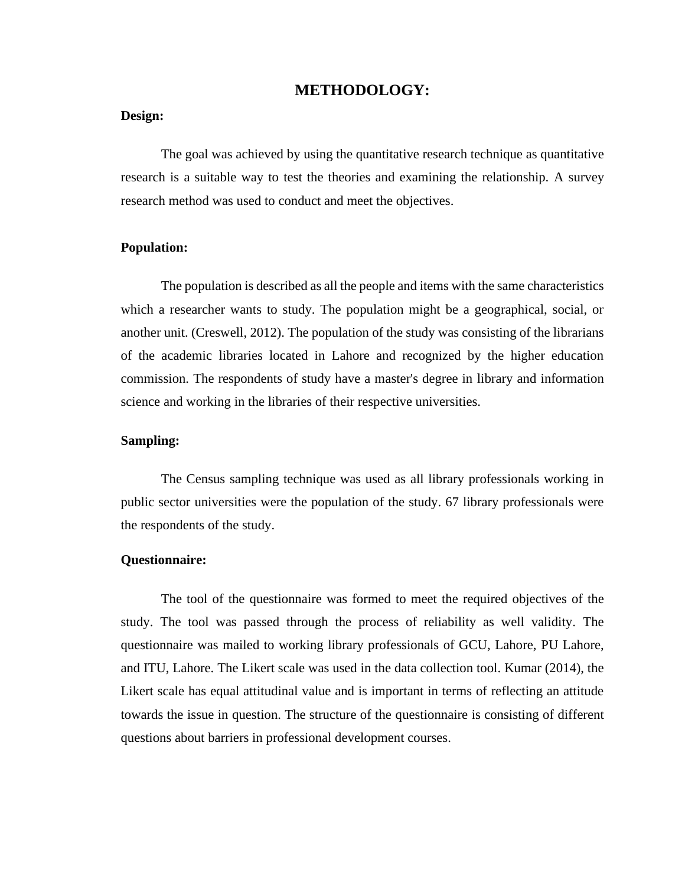# METHODOLOGY:

**Design:**

The goal was achieved by using the quantitative research technique as quantitative research is a suitable way to test the theories and examining the relationship. A survey research method was used to conduct and meet the objectives.

**Population:**

The population is described as all the people and items with the same characteristics which a researcher wants to study. The population might be a geographical, social, or another unit. (Creswell, 2012). The population of the study was consisting of the librarians of the academic libraries located in Lahore and recognized by the higher education commission. The respondents of study have a master's degree in library and information science and working in the libraries of their respective universities.

**Sampling:**

The Census sampling technique was used as all library professionals working in public sector universities were the population of the study. 67 library professionals were the respondents of the study.

**Questionnaire:**

The tool of the questionnaire was formed to meet the required objectives of the study. The tool was passed through the process of reliability as well validity. The questionnaire was mailed to working library professionals of GCU, Lahore, PU Lahore, and ITU, Lahore. The Likert scale was used in the data collection tool. Kumar (2014), the Likert scale has equal attitudinal value and is important in terms of reflecting an attitude towards the issue in question. The structure of the questionnaire is consisting of different questions about barriers in professional development courses.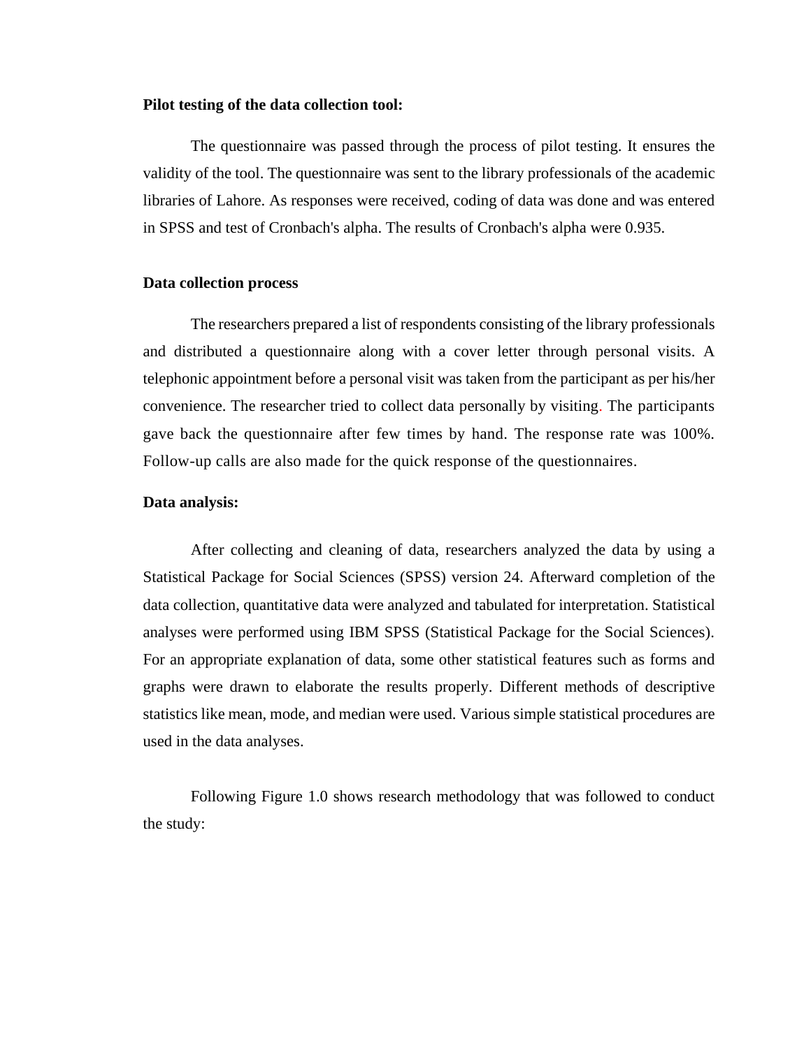**Pilot testing of the data collection tool:**

The questionnaire was passed through the process of pilot testing. It ensures the validity of the tool. The questionnaire was sent to the library professionals of the academic libraries of Lahore. As responses were received, coding of data was done and was entered in SPSS and test of Cronbach's alpha. The results of Cronbach's alpha were 0.935.

**Data collection process**

The researchers prepared a list of respondents consisting of the library professionals and distributed a questionnaire along with a cover letter through personal visits. A telephonic appointment before a personal visit was taken from the participant as per his/her convenience. The researcher tried to collect data personally by visiting. The participants gave back the questionnaire after few times by hand. The response rate was 100%. Follow-up calls are also made for the quick response of the questionnaires.

**Data analysis:**

After collecting and cleaning of data, researchers analyzed the data by using a Statistical Package for Social Sciences (SPSS) version 24. Afterward completion of the data collection, quantitative data were analyzed and tabulated for interpretation. Statistical analyses were performed using IBM SPSS (Statistical Package for the Social Sciences). For an appropriate explanation of data, some other statistical features such as forms and graphs were drawn to elaborate the results properly. Different methods of descriptive statistics like mean, mode, and median were used. Various simple statistical procedures are used in the data analyses.

Following Figure 1.0 shows research methodology that was followed to conduct the study: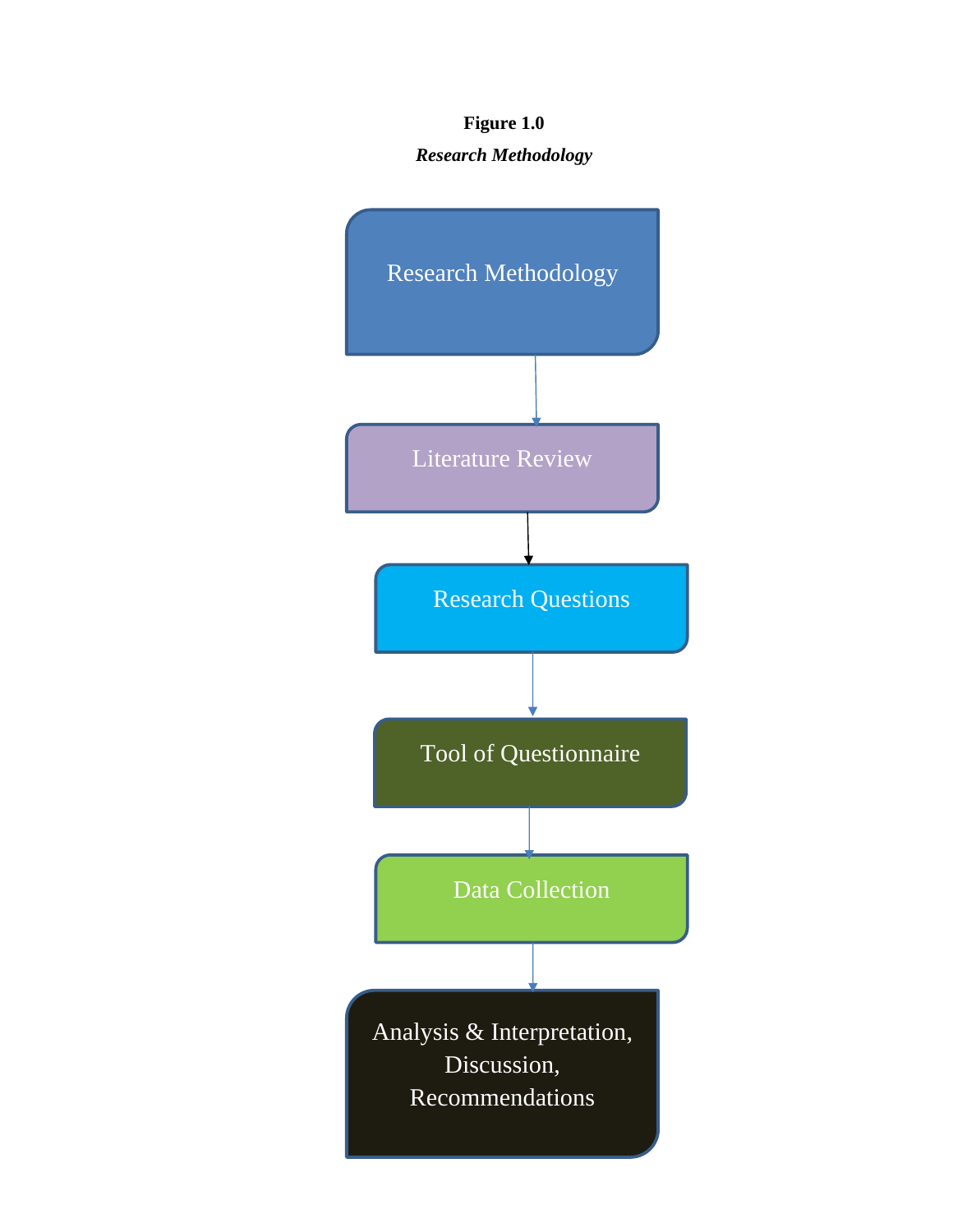**Figure 1.0**

*Research Methodology*

Research Methodology

Literature Review

Research Questions

Tool of Questionnaire

Data Collection

Analysis & Interpretation, Discussion, Recommendations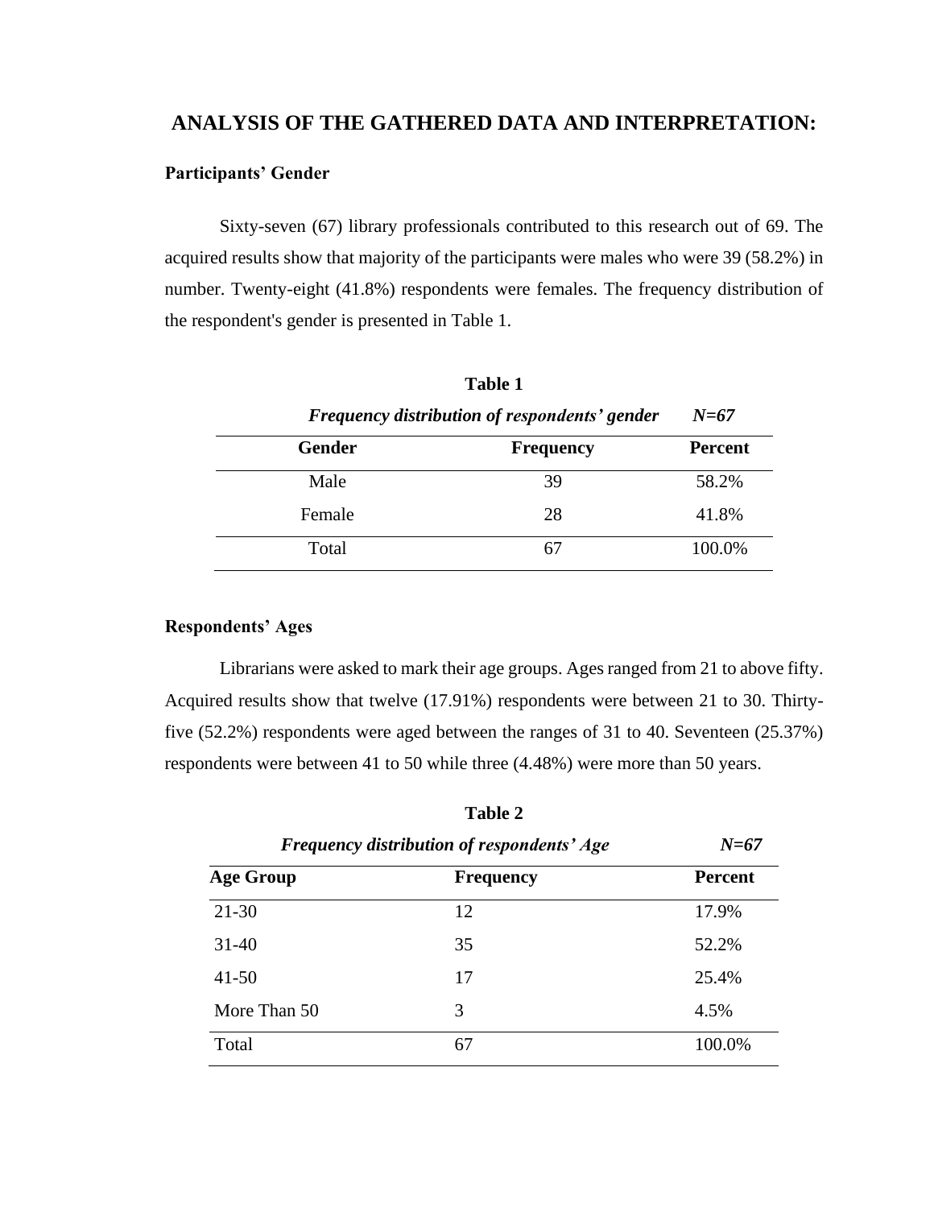## ANALYSIS OF THE GATHERED DATA AND INTERPRETATION:

### Participants' Gender

Sixty-seven (67) library professionals contributed to this research out of 69. The acquired results show that majority of the participants were males who were 39 (58.2%) in number. Twenty-eight (41.8%) respondents were females. The frequency distribution of the respondent's gender is presented in Table 1.

**Table 1**

***Frequency distribution of respondents' gender*** ***N=67***

| Gender | Frequency | Percent |
|---|---|---|
| Male | 39 | 58.2% |
| Female | 28 | 41.8% |
| Total | 67 | 100.0% |

### Respondents' Ages

Librarians were asked to mark their age groups. Ages ranged from 21 to above fifty. Acquired results show that twelve (17.91%) respondents were between 21 to 30. Thirty-five (52.2%) respondents were aged between the ranges of 31 to 40. Seventeen (25.37%) respondents were between 41 to 50 while three (4.48%) were more than 50 years.

**Table 2**

***Frequency distribution of respondents' Age*** ***N=67***

| Age Group | Frequency | Percent |
|---|---|---|
| 21-30 | 12 | 17.9% |
| 31-40 | 35 | 52.2% |
| 41-50 | 17 | 25.4% |
| More Than 50 | 3 | 4.5% |
| Total | 67 | 100.0% |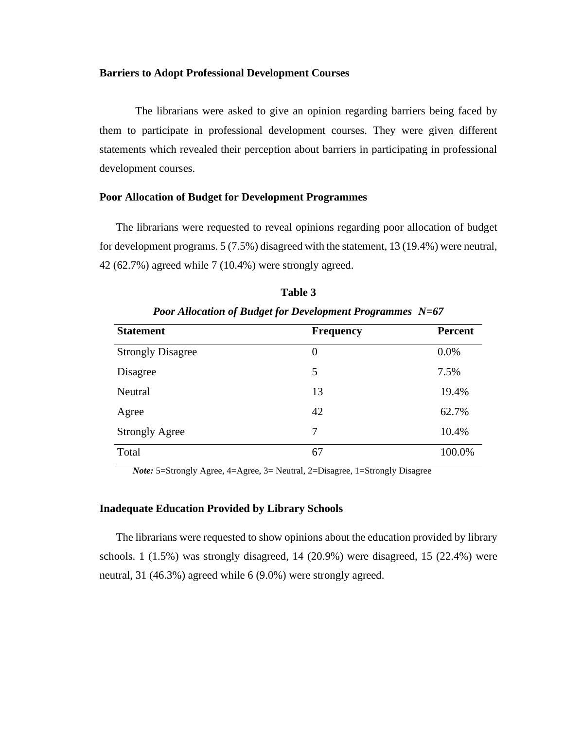**Barriers to Adopt Professional Development Courses**

The librarians were asked to give an opinion regarding barriers being faced by them to participate in professional development courses. They were given different statements which revealed their perception about barriers in participating in professional development courses.

**Poor Allocation of Budget for Development Programmes**

The librarians were requested to reveal opinions regarding poor allocation of budget for development programs. 5 (7.5%) disagreed with the statement, 13 (19.4%) were neutral, 42 (62.7%) agreed while 7 (10.4%) were strongly agreed.

**Table 3**

***Poor Allocation of Budget for Development Programmes N=67***

| Statement | Frequency | Percent |
|---|---|---|
| Strongly Disagree | 0 | 0.0% |
| Disagree | 5 | 7.5% |
| Neutral | 13 | 19.4% |
| Agree | 42 | 62.7% |
| Strongly Agree | 7 | 10.4% |
| Total | 67 | 100.0% |

***Note:*** 5=Strongly Agree, 4=Agree, 3= Neutral, 2=Disagree, 1=Strongly Disagree

**Inadequate Education Provided by Library Schools**

The librarians were requested to show opinions about the education provided by library schools. 1 (1.5%) was strongly disagreed, 14 (20.9%) were disagreed, 15 (22.4%) were neutral, 31 (46.3%) agreed while 6 (9.0%) were strongly agreed.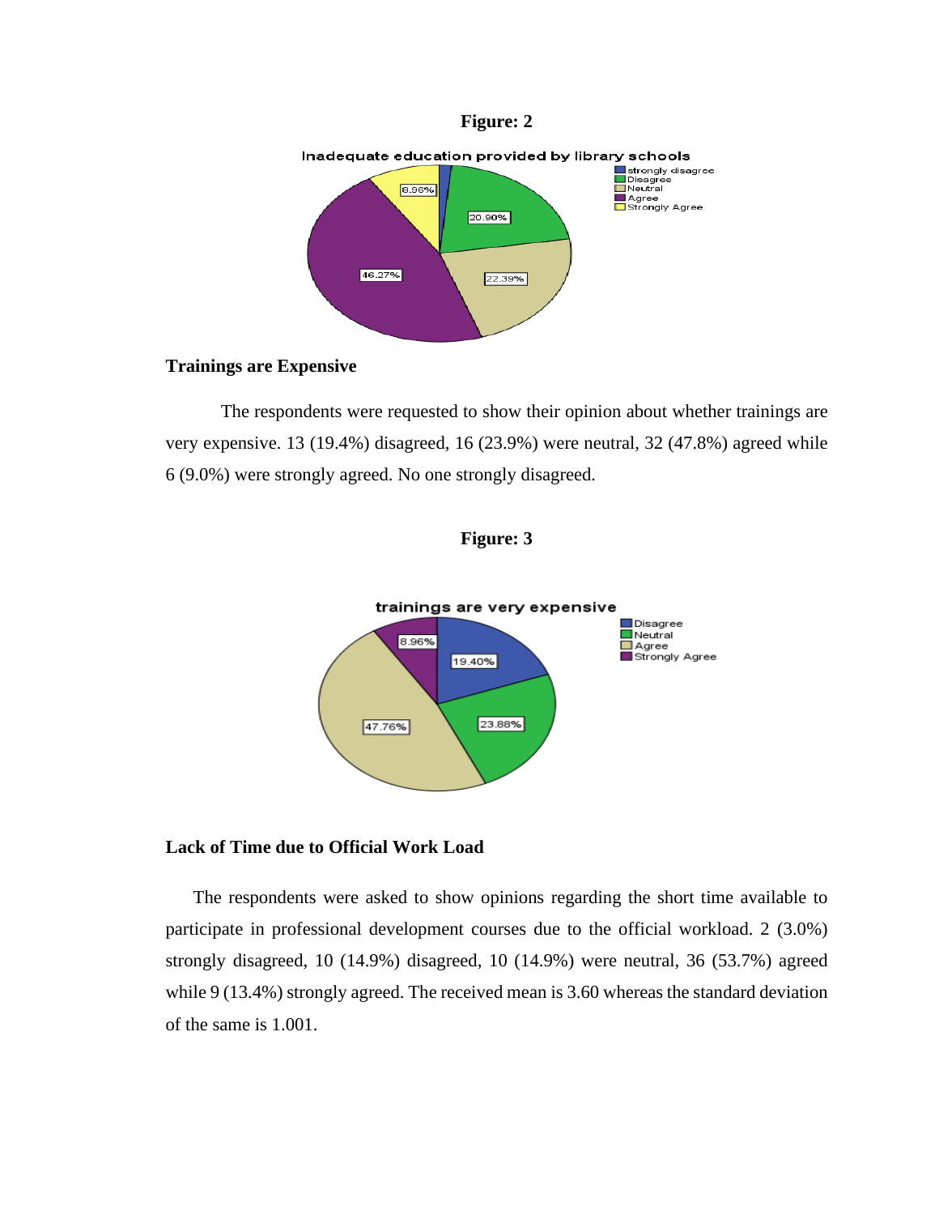**Figure: 2**

**Trainings are Expensive**

The respondents were requested to show their opinion about whether trainings are very expensive. 13 (19.4%) disagreed, 16 (23.9%) were neutral, 32 (47.8%) agreed while 6 (9.0%) were strongly agreed. No one strongly disagreed.

**Figure: 3**

**Lack of Time due to Official Work Load**

The respondents were asked to show opinions regarding the short time available to participate in professional development courses due to the official workload. 2 (3.0%) strongly disagreed, 10 (14.9%) disagreed, 10 (14.9%) were neutral, 36 (53.7%) agreed while 9 (13.4%) strongly agreed. The received mean is 3.60 whereas the standard deviation of the same is 1.001.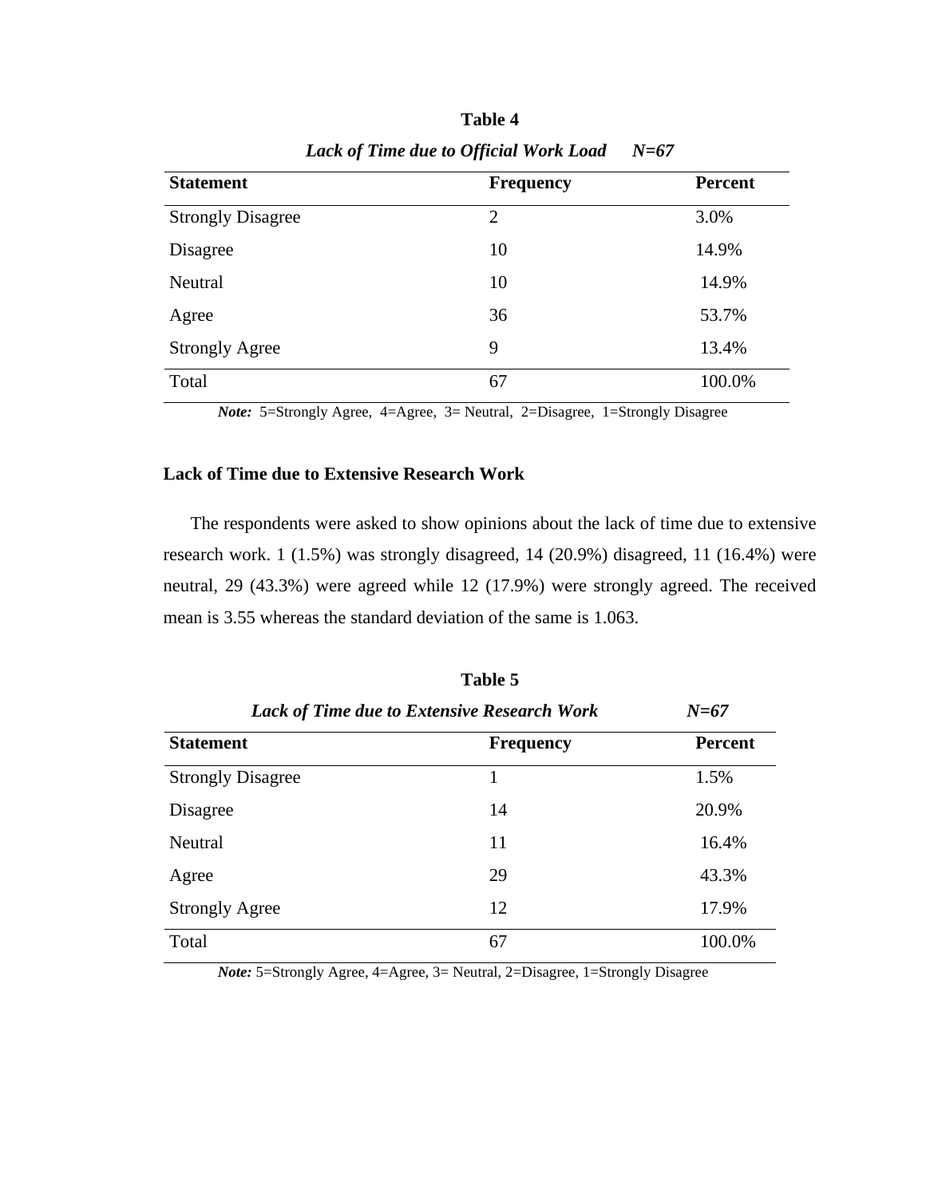**Table 4**

***Lack of Time due to Official Work Load      N=67***

| Statement | Frequency | Percent |
|---|---|---|
| Strongly Disagree | 2 | 3.0% |
| Disagree | 10 | 14.9% |
| Neutral | 10 | 14.9% |
| Agree | 36 | 53.7% |
| Strongly Agree | 9 | 13.4% |
| Total | 67 | 100.0% |

***Note:*** 5=Strongly Agree, 4=Agree, 3= Neutral, 2=Disagree, 1=Strongly Disagree

### Lack of Time due to Extensive Research Work

The respondents were asked to show opinions about the lack of time due to extensive research work. 1 (1.5%) was strongly disagreed, 14 (20.9%) disagreed, 11 (16.4%) were neutral, 29 (43.3%) were agreed while 12 (17.9%) were strongly agreed. The received mean is 3.55 whereas the standard deviation of the same is 1.063.

**Table 5**

***Lack of Time due to Extensive Research Work      N=67***

| Statement | Frequency | Percent |
|---|---|---|
| Strongly Disagree | 1 | 1.5% |
| Disagree | 14 | 20.9% |
| Neutral | 11 | 16.4% |
| Agree | 29 | 43.3% |
| Strongly Agree | 12 | 17.9% |
| Total | 67 | 100.0% |

***Note:*** 5=Strongly Agree, 4=Agree, 3= Neutral, 2=Disagree, 1=Strongly Disagree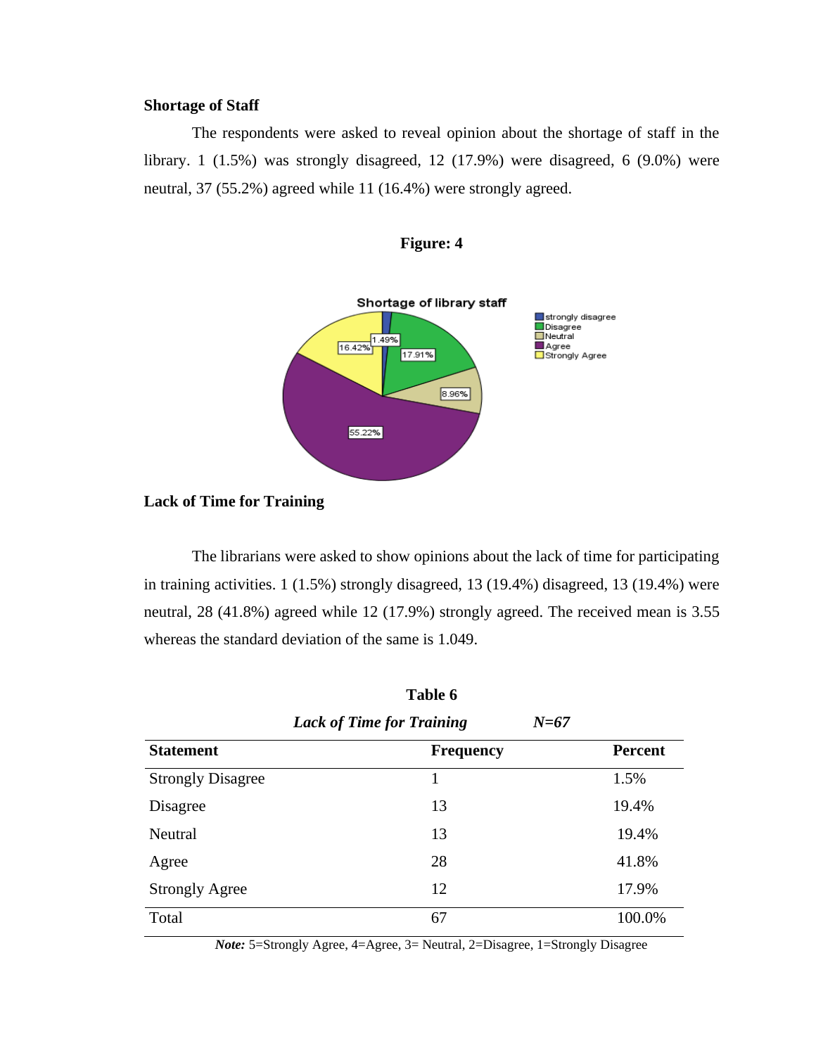**Shortage of Staff**

The respondents were asked to reveal opinion about the shortage of staff in the library. 1 (1.5%) was strongly disagreed, 12 (17.9%) were disagreed, 6 (9.0%) were neutral, 37 (55.2%) agreed while 11 (16.4%) were strongly agreed.

**Figure: 4**

**Lack of Time for Training**

The librarians were asked to show opinions about the lack of time for participating in training activities. 1 (1.5%) strongly disagreed, 13 (19.4%) disagreed, 13 (19.4%) were neutral, 28 (41.8%) agreed while 12 (17.9%) strongly agreed. The received mean is 3.55 whereas the standard deviation of the same is 1.049.

**Table 6**

***Lack of Time for Training*** ***N=67***

| Statement | Frequency | Percent |
|---|---|---|
| Strongly Disagree | 1 | 1.5% |
| Disagree | 13 | 19.4% |
| Neutral | 13 | 19.4% |
| Agree | 28 | 41.8% |
| Strongly Agree | 12 | 17.9% |
| Total | 67 | 100.0% |

***Note:*** 5=Strongly Agree, 4=Agree, 3= Neutral, 2=Disagree, 1=Strongly Disagree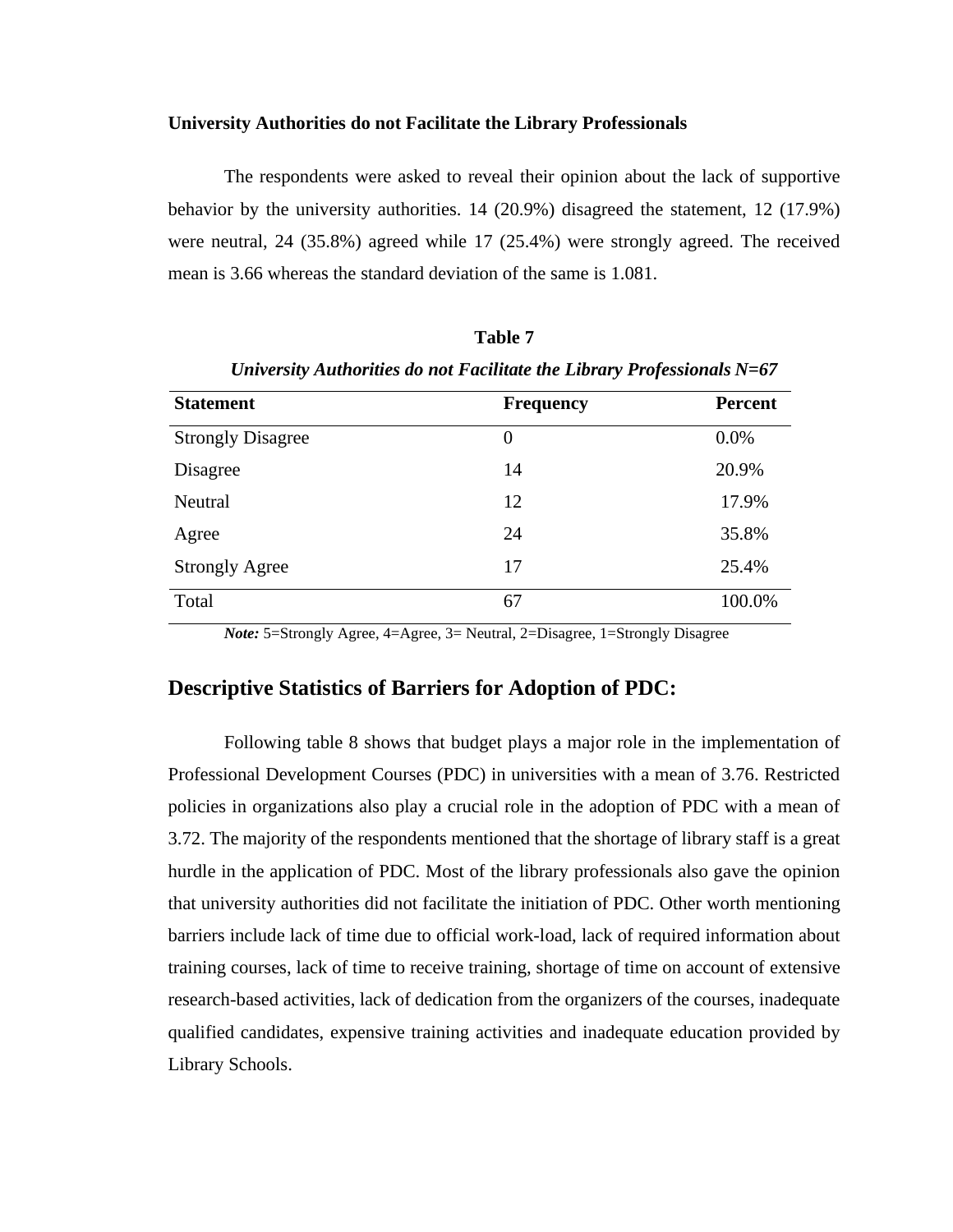**University Authorities do not Facilitate the Library Professionals**

The respondents were asked to reveal their opinion about the lack of supportive behavior by the university authorities. 14 (20.9%) disagreed the statement, 12 (17.9%) were neutral, 24 (35.8%) agreed while 17 (25.4%) were strongly agreed. The received mean is 3.66 whereas the standard deviation of the same is 1.081.

**Table 7**

***University Authorities do not Facilitate the Library Professionals N=67***

| Statement | Frequency | Percent |
|---|---|---|
| Strongly Disagree | 0 | 0.0% |
| Disagree | 14 | 20.9% |
| Neutral | 12 | 17.9% |
| Agree | 24 | 35.8% |
| Strongly Agree | 17 | 25.4% |
| Total | 67 | 100.0% |

***Note:*** 5=Strongly Agree, 4=Agree, 3= Neutral, 2=Disagree, 1=Strongly Disagree

## Descriptive Statistics of Barriers for Adoption of PDC:

Following table 8 shows that budget plays a major role in the implementation of Professional Development Courses (PDC) in universities with a mean of 3.76. Restricted policies in organizations also play a crucial role in the adoption of PDC with a mean of 3.72. The majority of the respondents mentioned that the shortage of library staff is a great hurdle in the application of PDC. Most of the library professionals also gave the opinion that university authorities did not facilitate the initiation of PDC. Other worth mentioning barriers include lack of time due to official work-load, lack of required information about training courses, lack of time to receive training, shortage of time on account of extensive research-based activities, lack of dedication from the organizers of the courses, inadequate qualified candidates, expensive training activities and inadequate education provided by Library Schools.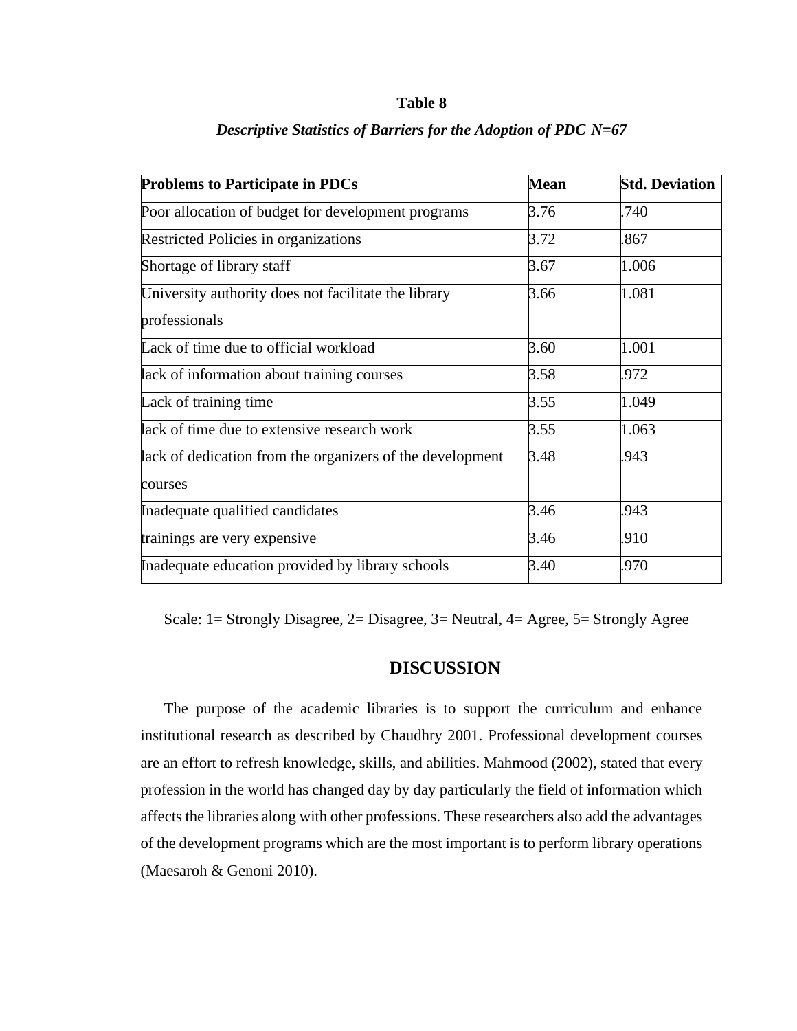**Table 8**

***Descriptive Statistics of Barriers for the Adoption of PDC N=67***

| Problems to Participate in PDCs | Mean | Std. Deviation |
|---|---|---|
| Poor allocation of budget for development programs | 3.76 | .740 |
| Restricted Policies in organizations | 3.72 | .867 |
| Shortage of library staff | 3.67 | 1.006 |
| University authority does not facilitate the library professionals | 3.66 | 1.081 |
| Lack of time due to official workload | 3.60 | 1.001 |
| lack of information about training courses | 3.58 | .972 |
| Lack of training time | 3.55 | 1.049 |
| lack of time due to extensive research work | 3.55 | 1.063 |
| lack of dedication from the organizers of the development courses | 3.48 | .943 |
| Inadequate qualified candidates | 3.46 | .943 |
| trainings are very expensive | 3.46 | .910 |
| Inadequate education provided by library schools | 3.40 | .970 |

Scale: 1= Strongly Disagree, 2= Disagree, 3= Neutral, 4= Agree, 5= Strongly Agree

## DISCUSSION

The purpose of the academic libraries is to support the curriculum and enhance institutional research as described by Chaudhry 2001. Professional development courses are an effort to refresh knowledge, skills, and abilities. Mahmood (2002), stated that every profession in the world has changed day by day particularly the field of information which affects the libraries along with other professions. These researchers also add the advantages of the development programs which are the most important is to perform library operations (Maesaroh & Genoni 2010).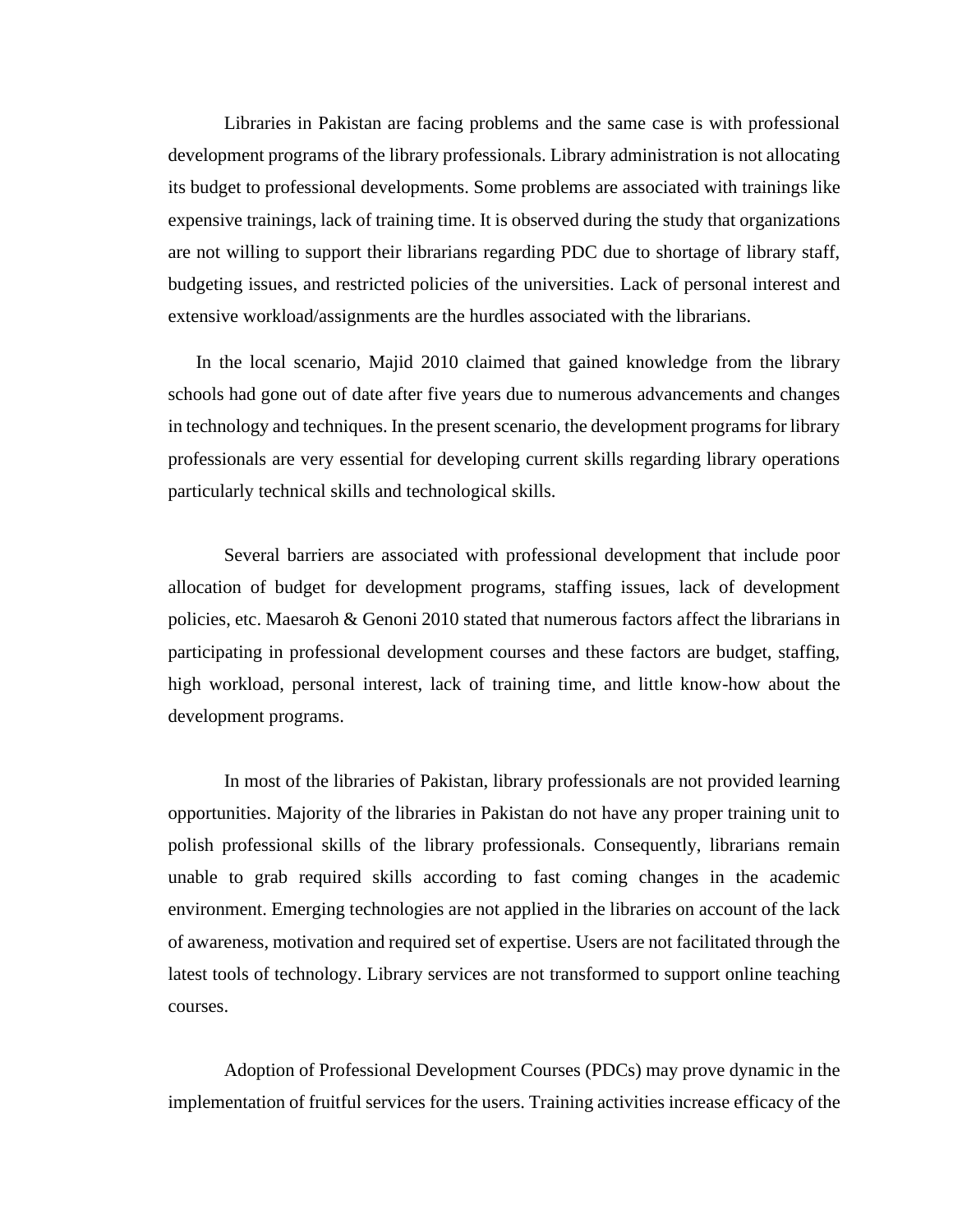Libraries in Pakistan are facing problems and the same case is with professional development programs of the library professionals. Library administration is not allocating its budget to professional developments. Some problems are associated with trainings like expensive trainings, lack of training time. It is observed during the study that organizations are not willing to support their librarians regarding PDC due to shortage of library staff, budgeting issues, and restricted policies of the universities. Lack of personal interest and extensive workload/assignments are the hurdles associated with the librarians.

In the local scenario, Majid 2010 claimed that gained knowledge from the library schools had gone out of date after five years due to numerous advancements and changes in technology and techniques. In the present scenario, the development programs for library professionals are very essential for developing current skills regarding library operations particularly technical skills and technological skills.

Several barriers are associated with professional development that include poor allocation of budget for development programs, staffing issues, lack of development policies, etc. Maesaroh & Genoni 2010 stated that numerous factors affect the librarians in participating in professional development courses and these factors are budget, staffing, high workload, personal interest, lack of training time, and little know-how about the development programs.

In most of the libraries of Pakistan, library professionals are not provided learning opportunities. Majority of the libraries in Pakistan do not have any proper training unit to polish professional skills of the library professionals. Consequently, librarians remain unable to grab required skills according to fast coming changes in the academic environment. Emerging technologies are not applied in the libraries on account of the lack of awareness, motivation and required set of expertise. Users are not facilitated through the latest tools of technology. Library services are not transformed to support online teaching courses.

Adoption of Professional Development Courses (PDCs) may prove dynamic in the implementation of fruitful services for the users. Training activities increase efficacy of the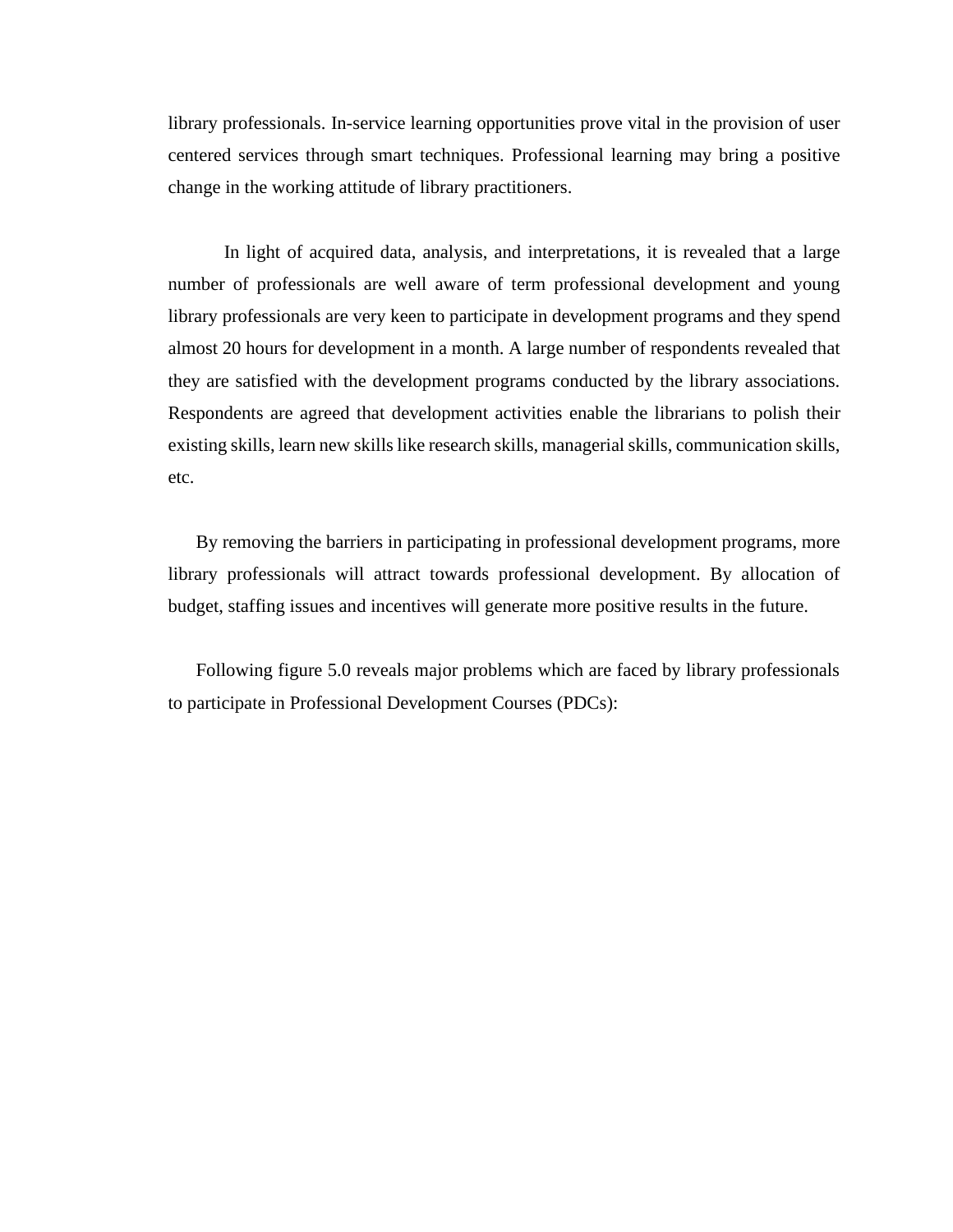library professionals. In-service learning opportunities prove vital in the provision of user centered services through smart techniques. Professional learning may bring a positive change in the working attitude of library practitioners.

In light of acquired data, analysis, and interpretations, it is revealed that a large number of professionals are well aware of term professional development and young library professionals are very keen to participate in development programs and they spend almost 20 hours for development in a month. A large number of respondents revealed that they are satisfied with the development programs conducted by the library associations. Respondents are agreed that development activities enable the librarians to polish their existing skills, learn new skills like research skills, managerial skills, communication skills, etc.

By removing the barriers in participating in professional development programs, more library professionals will attract towards professional development. By allocation of budget, staffing issues and incentives will generate more positive results in the future.

Following figure 5.0 reveals major problems which are faced by library professionals to participate in Professional Development Courses (PDCs):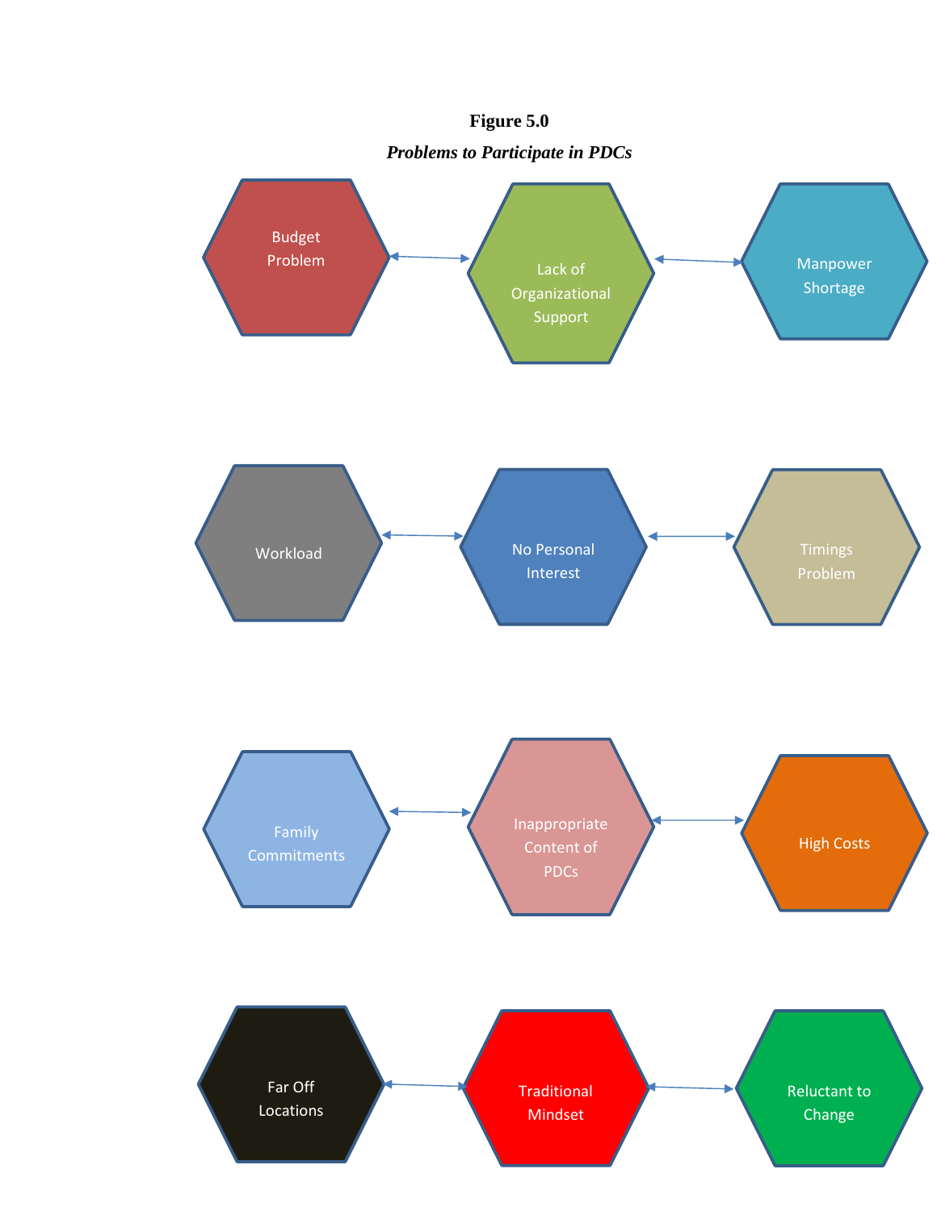**Figure 5.0**

***Problems to Participate in PDCs***

Budget Problem ↔ Lack of Organizational Support ↔ Manpower Shortage

Workload ↔ No Personal Interest ↔ Timings Problem

Family Commitments ↔ Inappropriate Content of PDCs ↔ High Costs

Far Off Locations ↔ Traditional Mindset ↔ Reluctant to Change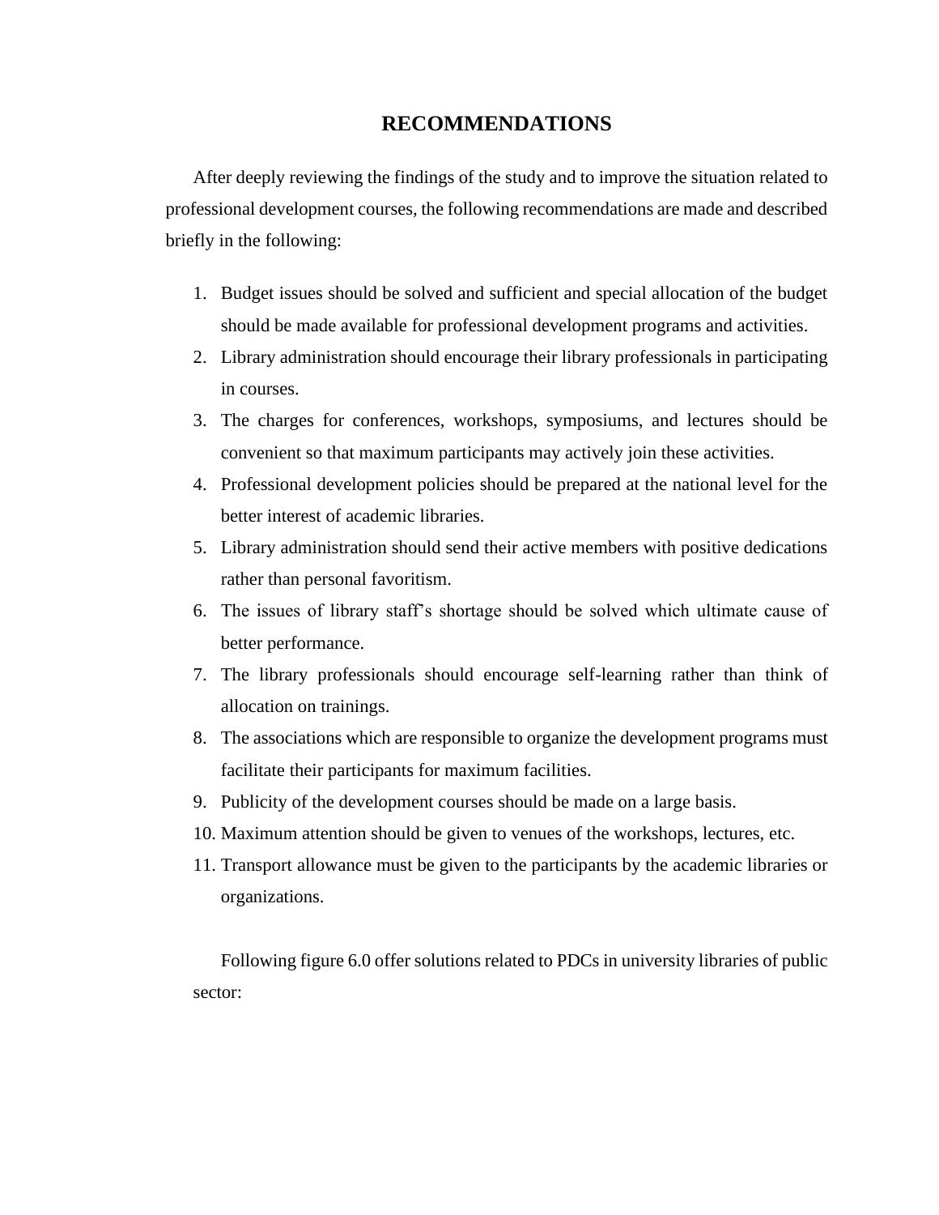# RECOMMENDATIONS

After deeply reviewing the findings of the study and to improve the situation related to professional development courses, the following recommendations are made and described briefly in the following:

1. Budget issues should be solved and sufficient and special allocation of the budget should be made available for professional development programs and activities.
2. Library administration should encourage their library professionals in participating in courses.
3. The charges for conferences, workshops, symposiums, and lectures should be convenient so that maximum participants may actively join these activities.
4. Professional development policies should be prepared at the national level for the better interest of academic libraries.
5. Library administration should send their active members with positive dedications rather than personal favoritism.
6. The issues of library staff's shortage should be solved which ultimate cause of better performance.
7. The library professionals should encourage self-learning rather than think of allocation on trainings.
8. The associations which are responsible to organize the development programs must facilitate their participants for maximum facilities.
9. Publicity of the development courses should be made on a large basis.
10. Maximum attention should be given to venues of the workshops, lectures, etc.
11. Transport allowance must be given to the participants by the academic libraries or organizations.

Following figure 6.0 offer solutions related to PDCs in university libraries of public sector: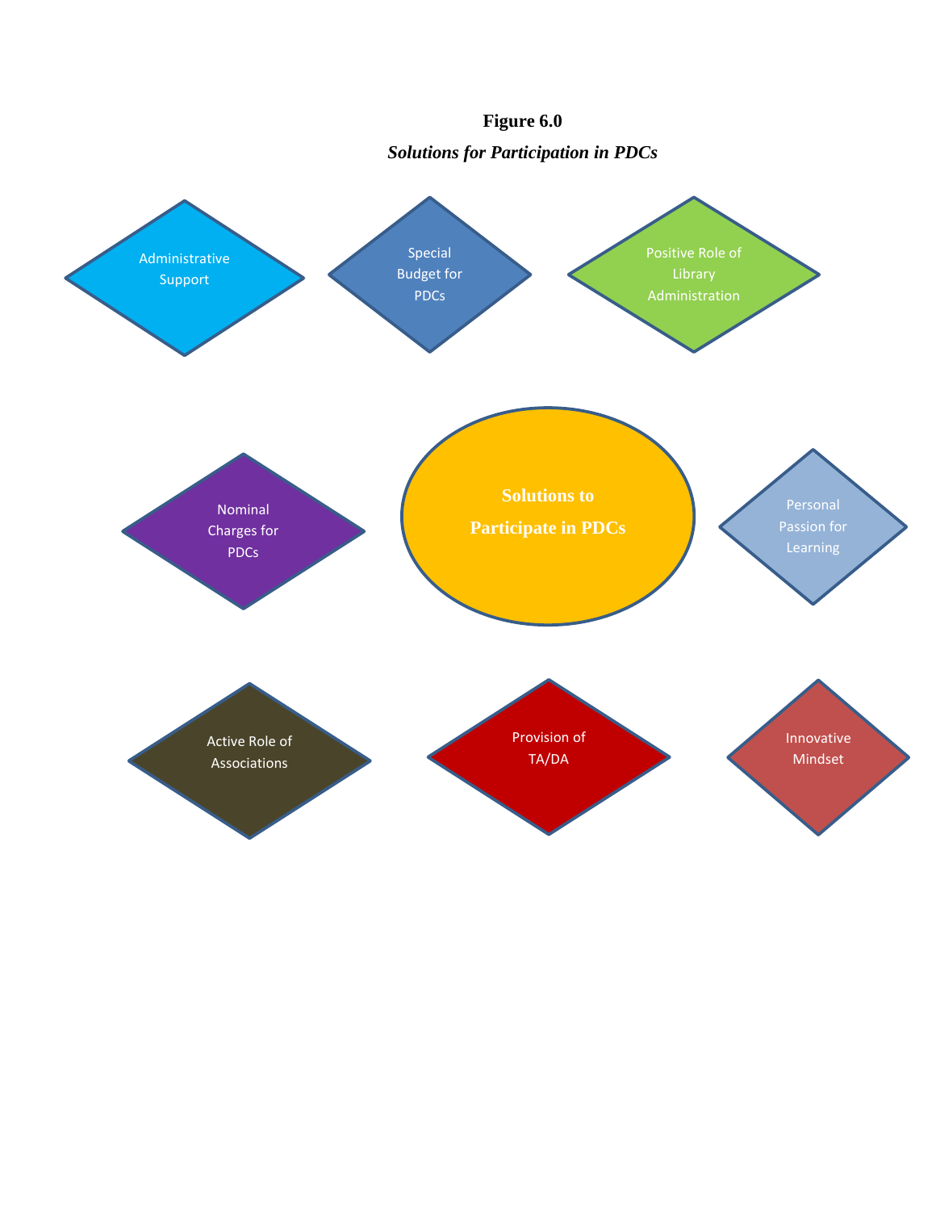**Figure 6.0**

***Solutions for Participation in PDCs***

Administrative Support

Special Budget for PDCs

Positive Role of Library Administration

Nominal Charges for PDCs

**Solutions to Participate in PDCs**

Personal Passion for Learning

Active Role of Associations

Provision of TA/DA

Innovative Mindset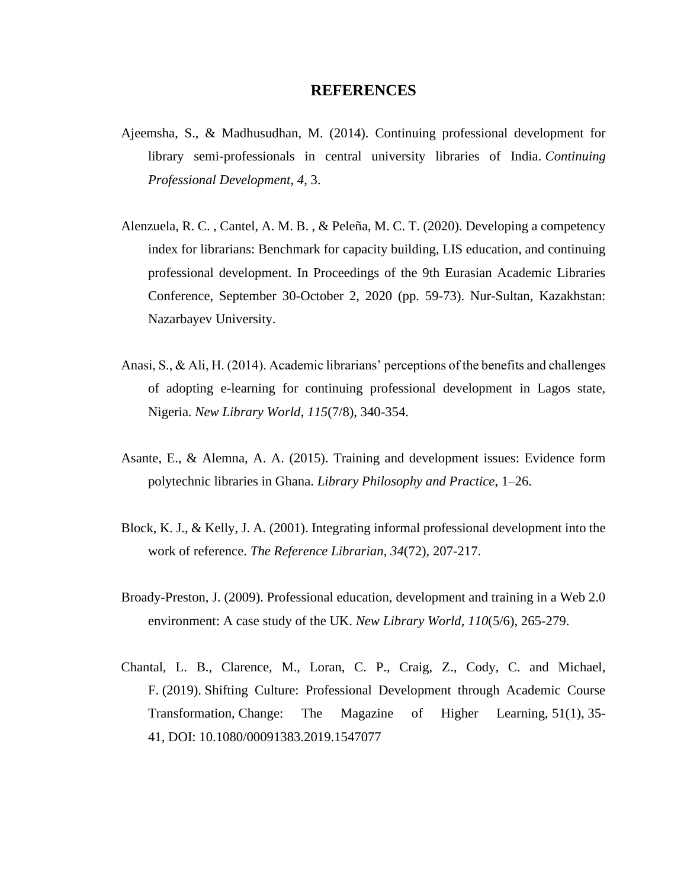# REFERENCES

Ajeemsha, S., & Madhusudhan, M. (2014). Continuing professional development for library semi-professionals in central university libraries of India. *Continuing Professional Development*, *4*, 3.

Alenzuela, R. C. , Cantel, A. M. B. , & Peleña, M. C. T. (2020). Developing a competency index for librarians: Benchmark for capacity building, LIS education, and continuing professional development. In Proceedings of the 9th Eurasian Academic Libraries Conference, September 30-October 2, 2020 (pp. 59-73). Nur-Sultan, Kazakhstan: Nazarbayev University.

Anasi, S., & Ali, H. (2014). Academic librarians' perceptions of the benefits and challenges of adopting e-learning for continuing professional development in Lagos state, Nigeria. *New Library World*, *115*(7/8), 340-354.

Asante, E., & Alemna, A. A. (2015). Training and development issues: Evidence form polytechnic libraries in Ghana. *Library Philosophy and Practice*, 1–26.

Block, K. J., & Kelly, J. A. (2001). Integrating informal professional development into the work of reference. *The Reference Librarian*, *34*(72), 207-217.

Broady-Preston, J. (2009). Professional education, development and training in a Web 2.0 environment: A case study of the UK. *New Library World*, *110*(5/6), 265-279.

Chantal, L. B., Clarence, M., Loran, C. P., Craig, Z., Cody, C. and Michael, F. (2019). Shifting Culture: Professional Development through Academic Course Transformation, Change: The Magazine of Higher Learning, 51(1), 35-41, DOI: 10.1080/00091383.2019.1547077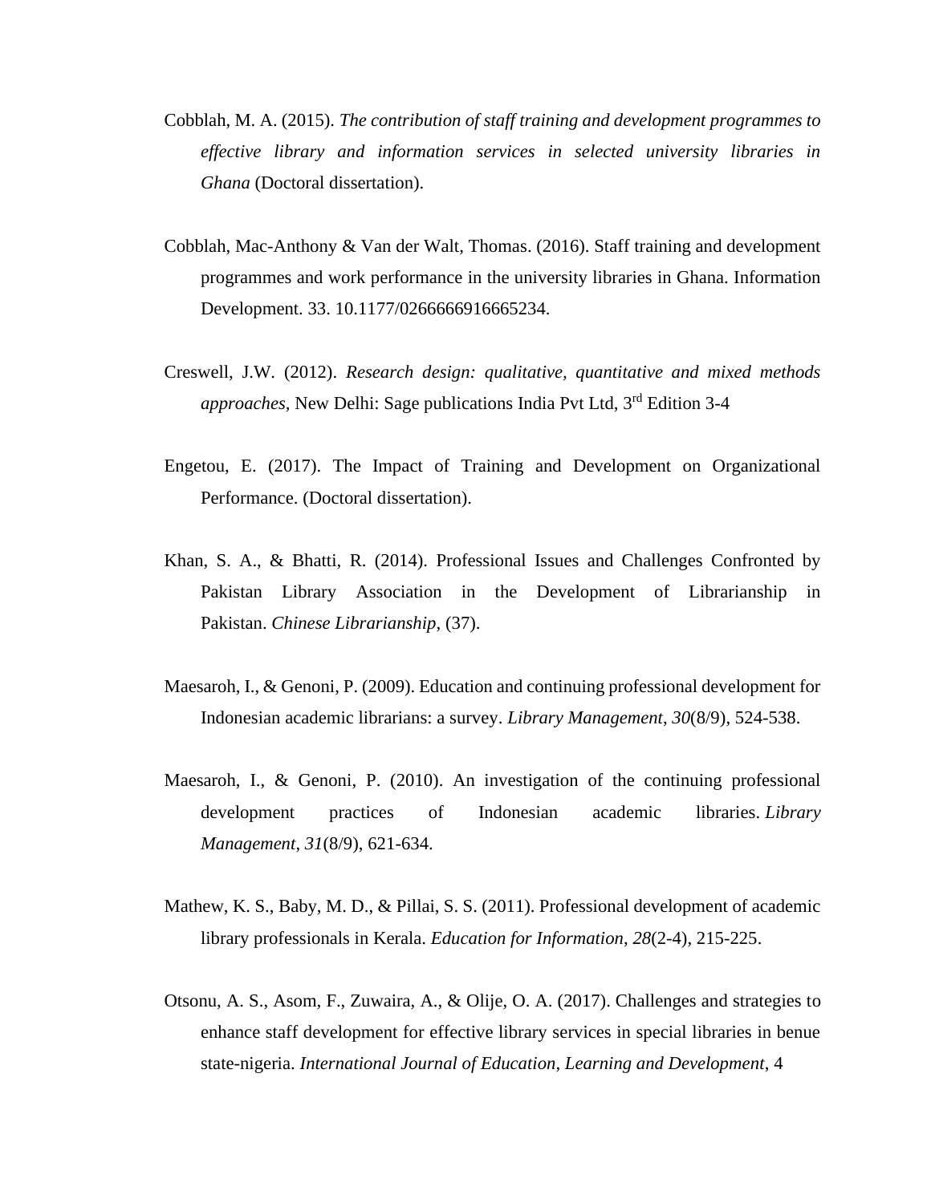Cobblah, M. A. (2015). *The contribution of staff training and development programmes to effective library and information services in selected university libraries in Ghana* (Doctoral dissertation).

Cobblah, Mac-Anthony & Van der Walt, Thomas. (2016). Staff training and development programmes and work performance in the university libraries in Ghana. Information Development. 33. 10.1177/0266666916665234.

Creswell, J.W. (2012). *Research design: qualitative, quantitative and mixed methods approaches,* New Delhi: Sage publications India Pvt Ltd, 3rd Edition 3-4

Engetou, E. (2017). The Impact of Training and Development on Organizational Performance. (Doctoral dissertation).

Khan, S. A., & Bhatti, R. (2014). Professional Issues and Challenges Confronted by Pakistan Library Association in the Development of Librarianship in Pakistan. *Chinese Librarianship*, (37).

Maesaroh, I., & Genoni, P. (2009). Education and continuing professional development for Indonesian academic librarians: a survey. *Library Management*, *30*(8/9), 524-538.

Maesaroh, I., & Genoni, P. (2010). An investigation of the continuing professional development practices of Indonesian academic libraries. *Library Management*, *31*(8/9), 621-634.

Mathew, K. S., Baby, M. D., & Pillai, S. S. (2011). Professional development of academic library professionals in Kerala. *Education for Information*, *28*(2-4), 215-225.

Otsonu, A. S., Asom, F., Zuwaira, A., & Olije, O. A. (2017). Challenges and strategies to enhance staff development for effective library services in special libraries in benue state-nigeria. *International Journal of Education, Learning and Development*, 4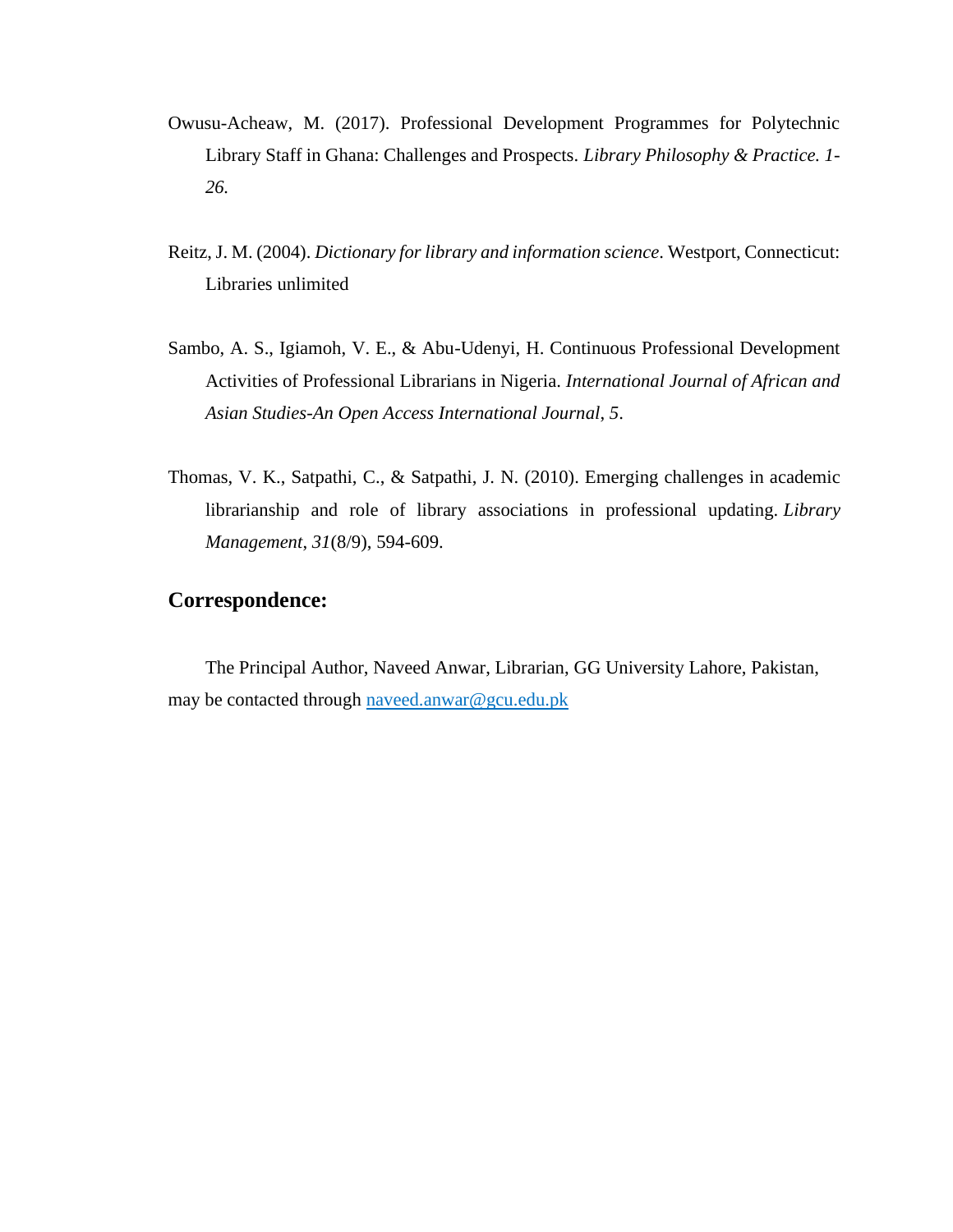Owusu-Acheaw, M. (2017). Professional Development Programmes for Polytechnic Library Staff in Ghana: Challenges and Prospects. *Library Philosophy & Practice. 1-26.*

Reitz, J. M. (2004). *Dictionary for library and information science*. Westport, Connecticut: Libraries unlimited

Sambo, A. S., Igiamoh, V. E., & Abu-Udenyi, H. Continuous Professional Development Activities of Professional Librarians in Nigeria. *International Journal of African and Asian Studies-An Open Access International Journal*, *5*.

Thomas, V. K., Satpathi, C., & Satpathi, J. N. (2010). Emerging challenges in academic librarianship and role of library associations in professional updating. *Library Management*, *31*(8/9), 594-609.

## Correspondence:

The Principal Author, Naveed Anwar, Librarian, GG University Lahore, Pakistan, may be contacted through naveed.anwar@gcu.edu.pk